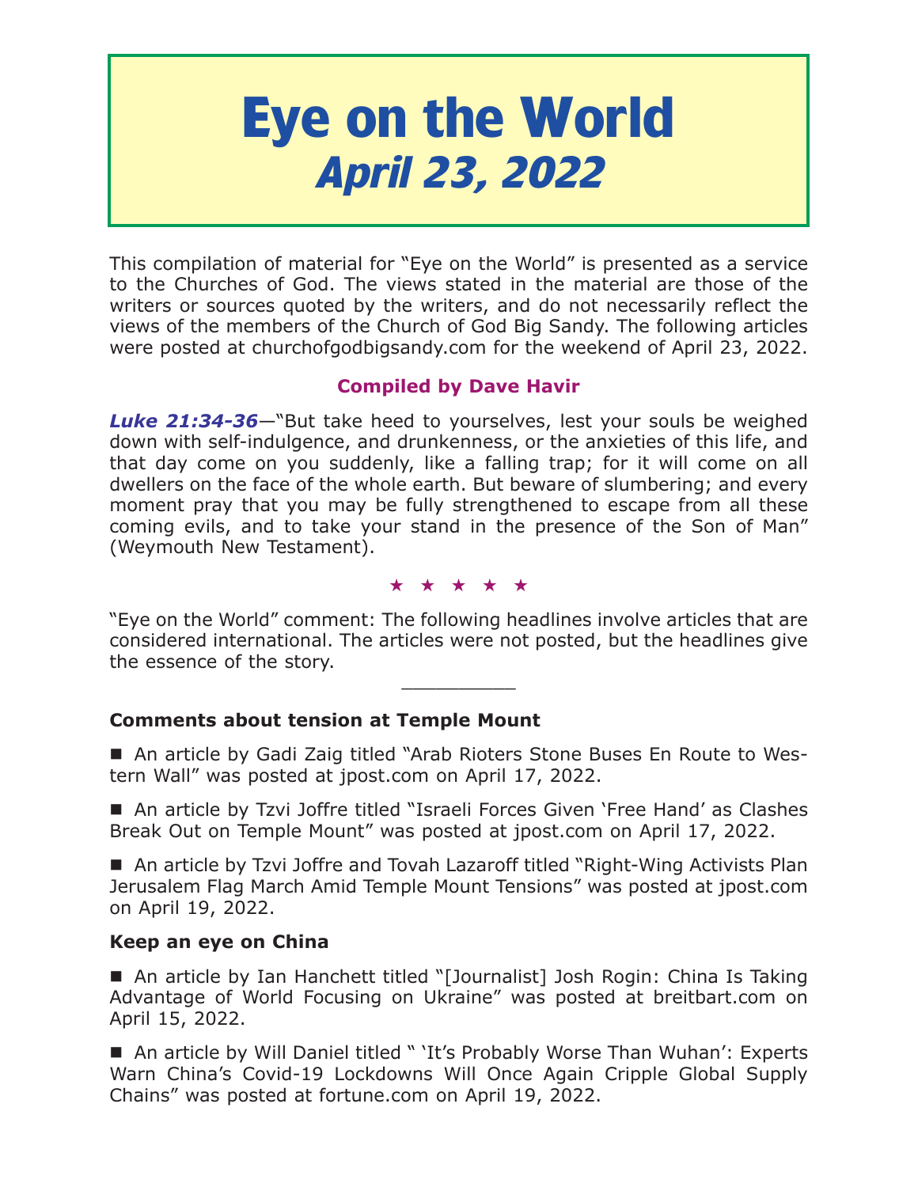# Eye on the World
## *April 23, 2022*

This compilation of material for "Eye on the World" is presented as a service to the Churches of God. The views stated in the material are those of the writers or sources quoted by the writers, and do not necessarily reflect the views of the members of the Church of God Big Sandy. The following articles were posted at churchofgodbigsandy.com for the weekend of April 23, 2022.

**Compiled by Dave Havir**

***Luke 21:34-36***—"But take heed to yourselves, lest your souls be weighed down with self-indulgence, and drunkenness, or the anxieties of this life, and that day come on you suddenly, like a falling trap; for it will come on all dwellers on the face of the whole earth. But beware of slumbering; and every moment pray that you may be fully strengthened to escape from all these coming evils, and to take your stand in the presence of the Son of Man" (Weymouth New Testament).

★ ★ ★ ★ ★

"Eye on the World" comment: The following headlines involve articles that are considered international. The articles were not posted, but the headlines give the essence of the story.

---

**Comments about tension at Temple Mount**

■ An article by Gadi Zaig titled "Arab Rioters Stone Buses En Route to Western Wall" was posted at jpost.com on April 17, 2022.

■ An article by Tzvi Joffre titled "Israeli Forces Given 'Free Hand' as Clashes Break Out on Temple Mount" was posted at jpost.com on April 17, 2022.

■ An article by Tzvi Joffre and Tovah Lazaroff titled "Right-Wing Activists Plan Jerusalem Flag March Amid Temple Mount Tensions" was posted at jpost.com on April 19, 2022.

**Keep an eye on China**

■ An article by Ian Hanchett titled "[Journalist] Josh Rogin: China Is Taking Advantage of World Focusing on Ukraine" was posted at breitbart.com on April 15, 2022.

■ An article by Will Daniel titled " 'It's Probably Worse Than Wuhan': Experts Warn China's Covid-19 Lockdowns Will Once Again Cripple Global Supply Chains" was posted at fortune.com on April 19, 2022.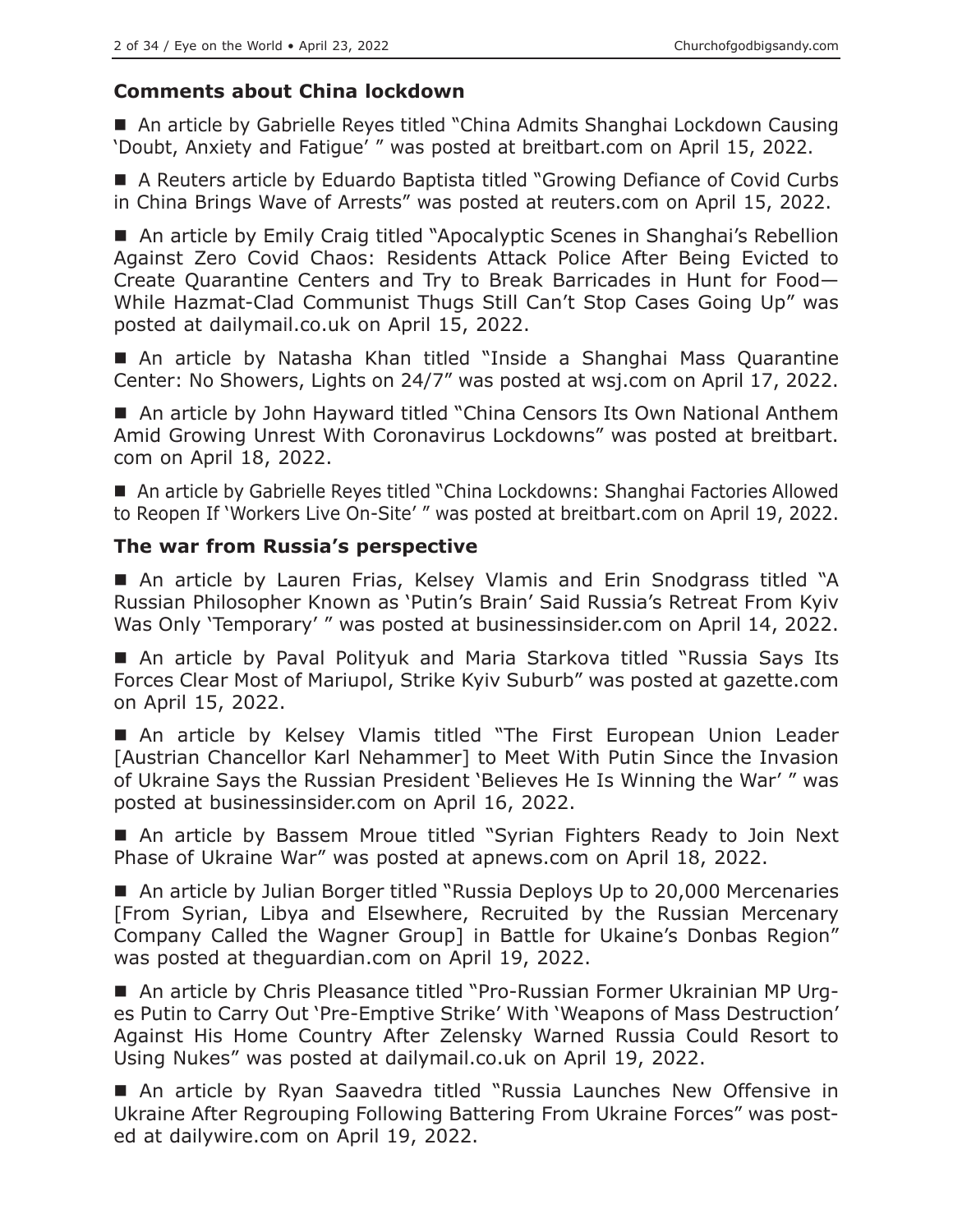### Comments about China lockdown

- An article by Gabrielle Reyes titled "China Admits Shanghai Lockdown Causing 'Doubt, Anxiety and Fatigue' " was posted at breitbart.com on April 15, 2022.

- A Reuters article by Eduardo Baptista titled "Growing Defiance of Covid Curbs in China Brings Wave of Arrests" was posted at reuters.com on April 15, 2022.

- An article by Emily Craig titled "Apocalyptic Scenes in Shanghai's Rebellion Against Zero Covid Chaos: Residents Attack Police After Being Evicted to Create Quarantine Centers and Try to Break Barricades in Hunt for Food—While Hazmat-Clad Communist Thugs Still Can't Stop Cases Going Up" was posted at dailymail.co.uk on April 15, 2022.

- An article by Natasha Khan titled "Inside a Shanghai Mass Quarantine Center: No Showers, Lights on 24/7" was posted at wsj.com on April 17, 2022.

- An article by John Hayward titled "China Censors Its Own National Anthem Amid Growing Unrest With Coronavirus Lockdowns" was posted at breitbart.com on April 18, 2022.

- An article by Gabrielle Reyes titled "China Lockdowns: Shanghai Factories Allowed to Reopen If 'Workers Live On-Site' " was posted at breitbart.com on April 19, 2022.

### The war from Russia's perspective

- An article by Lauren Frias, Kelsey Vlamis and Erin Snodgrass titled "A Russian Philosopher Known as 'Putin's Brain' Said Russia's Retreat From Kyiv Was Only 'Temporary' " was posted at businessinsider.com on April 14, 2022.

- An article by Paval Polityuk and Maria Starkova titled "Russia Says Its Forces Clear Most of Mariupol, Strike Kyiv Suburb" was posted at gazette.com on April 15, 2022.

- An article by Kelsey Vlamis titled "The First European Union Leader [Austrian Chancellor Karl Nehammer] to Meet With Putin Since the Invasion of Ukraine Says the Russian President 'Believes He Is Winning the War' " was posted at businessinsider.com on April 16, 2022.

- An article by Bassem Mroue titled "Syrian Fighters Ready to Join Next Phase of Ukraine War" was posted at apnews.com on April 18, 2022.

- An article by Julian Borger titled "Russia Deploys Up to 20,000 Mercenaries [From Syrian, Libya and Elsewhere, Recruited by the Russian Mercenary Company Called the Wagner Group] in Battle for Ukaine's Donbas Region" was posted at theguardian.com on April 19, 2022.

- An article by Chris Pleasance titled "Pro-Russian Former Ukrainian MP Urges Putin to Carry Out 'Pre-Emptive Strike' With 'Weapons of Mass Destruction' Against His Home Country After Zelensky Warned Russia Could Resort to Using Nukes" was posted at dailymail.co.uk on April 19, 2022.

- An article by Ryan Saavedra titled "Russia Launches New Offensive in Ukraine After Regrouping Following Battering From Ukraine Forces" was posted at dailywire.com on April 19, 2022.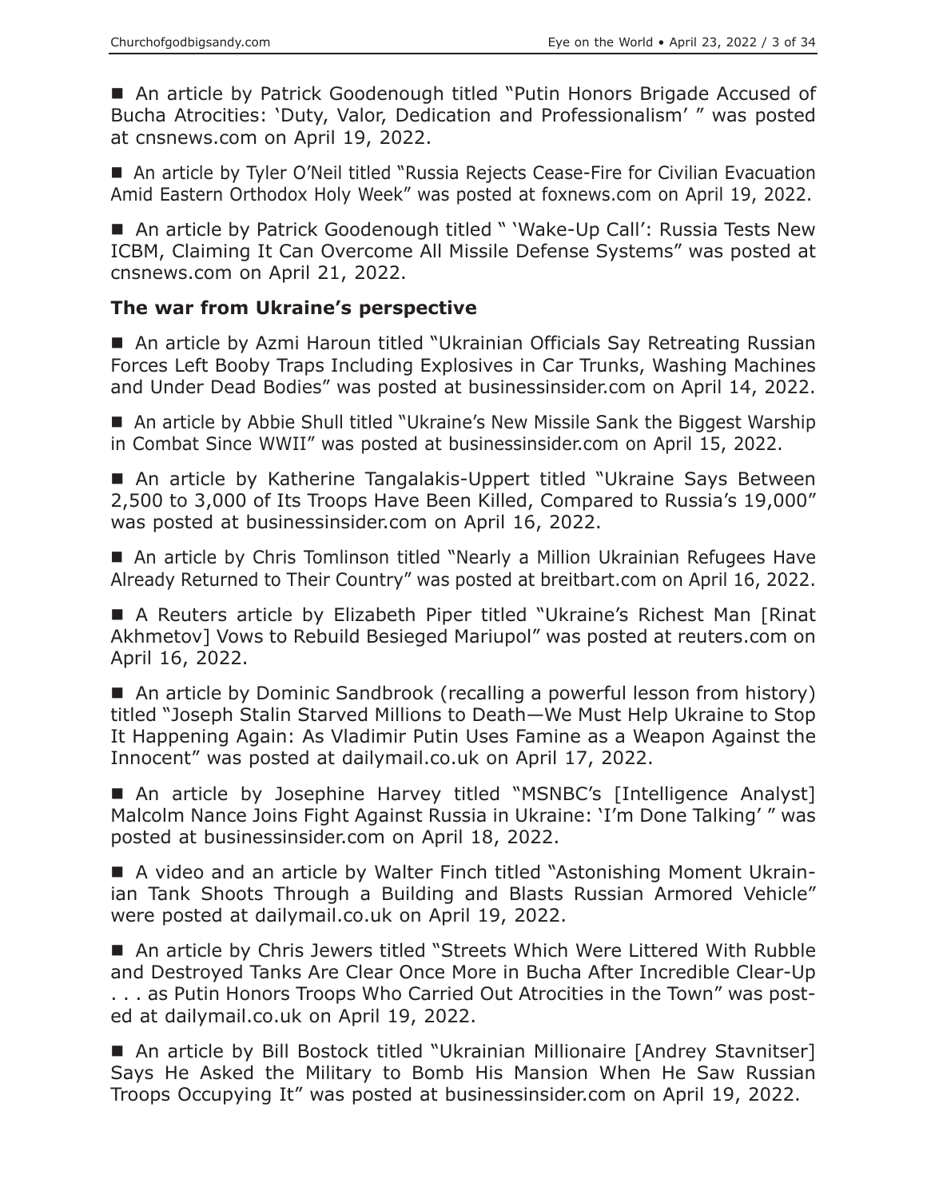■ An article by Patrick Goodenough titled "Putin Honors Brigade Accused of Bucha Atrocities: 'Duty, Valor, Dedication and Professionalism' " was posted at cnsnews.com on April 19, 2022.

■ An article by Tyler O'Neil titled "Russia Rejects Cease-Fire for Civilian Evacuation Amid Eastern Orthodox Holy Week" was posted at foxnews.com on April 19, 2022.

■ An article by Patrick Goodenough titled " 'Wake-Up Call': Russia Tests New ICBM, Claiming It Can Overcome All Missile Defense Systems" was posted at cnsnews.com on April 21, 2022.

### The war from Ukraine's perspective

■ An article by Azmi Haroun titled "Ukrainian Officials Say Retreating Russian Forces Left Booby Traps Including Explosives in Car Trunks, Washing Machines and Under Dead Bodies" was posted at businessinsider.com on April 14, 2022.

■ An article by Abbie Shull titled "Ukraine's New Missile Sank the Biggest Warship in Combat Since WWII" was posted at businessinsider.com on April 15, 2022.

■ An article by Katherine Tangalakis-Uppert titled "Ukraine Says Between 2,500 to 3,000 of Its Troops Have Been Killed, Compared to Russia's 19,000" was posted at businessinsider.com on April 16, 2022.

■ An article by Chris Tomlinson titled "Nearly a Million Ukrainian Refugees Have Already Returned to Their Country" was posted at breitbart.com on April 16, 2022.

■ A Reuters article by Elizabeth Piper titled "Ukraine's Richest Man [Rinat Akhmetov] Vows to Rebuild Besieged Mariupol" was posted at reuters.com on April 16, 2022.

■ An article by Dominic Sandbrook (recalling a powerful lesson from history) titled "Joseph Stalin Starved Millions to Death—We Must Help Ukraine to Stop It Happening Again: As Vladimir Putin Uses Famine as a Weapon Against the Innocent" was posted at dailymail.co.uk on April 17, 2022.

■ An article by Josephine Harvey titled "MSNBC's [Intelligence Analyst] Malcolm Nance Joins Fight Against Russia in Ukraine: 'I'm Done Talking' " was posted at businessinsider.com on April 18, 2022.

■ A video and an article by Walter Finch titled "Astonishing Moment Ukrainian Tank Shoots Through a Building and Blasts Russian Armored Vehicle" were posted at dailymail.co.uk on April 19, 2022.

■ An article by Chris Jewers titled "Streets Which Were Littered With Rubble and Destroyed Tanks Are Clear Once More in Bucha After Incredible Clear-Up . . . as Putin Honors Troops Who Carried Out Atrocities in the Town" was posted at dailymail.co.uk on April 19, 2022.

■ An article by Bill Bostock titled "Ukrainian Millionaire [Andrey Stavnitser] Says He Asked the Military to Bomb His Mansion When He Saw Russian Troops Occupying It" was posted at businessinsider.com on April 19, 2022.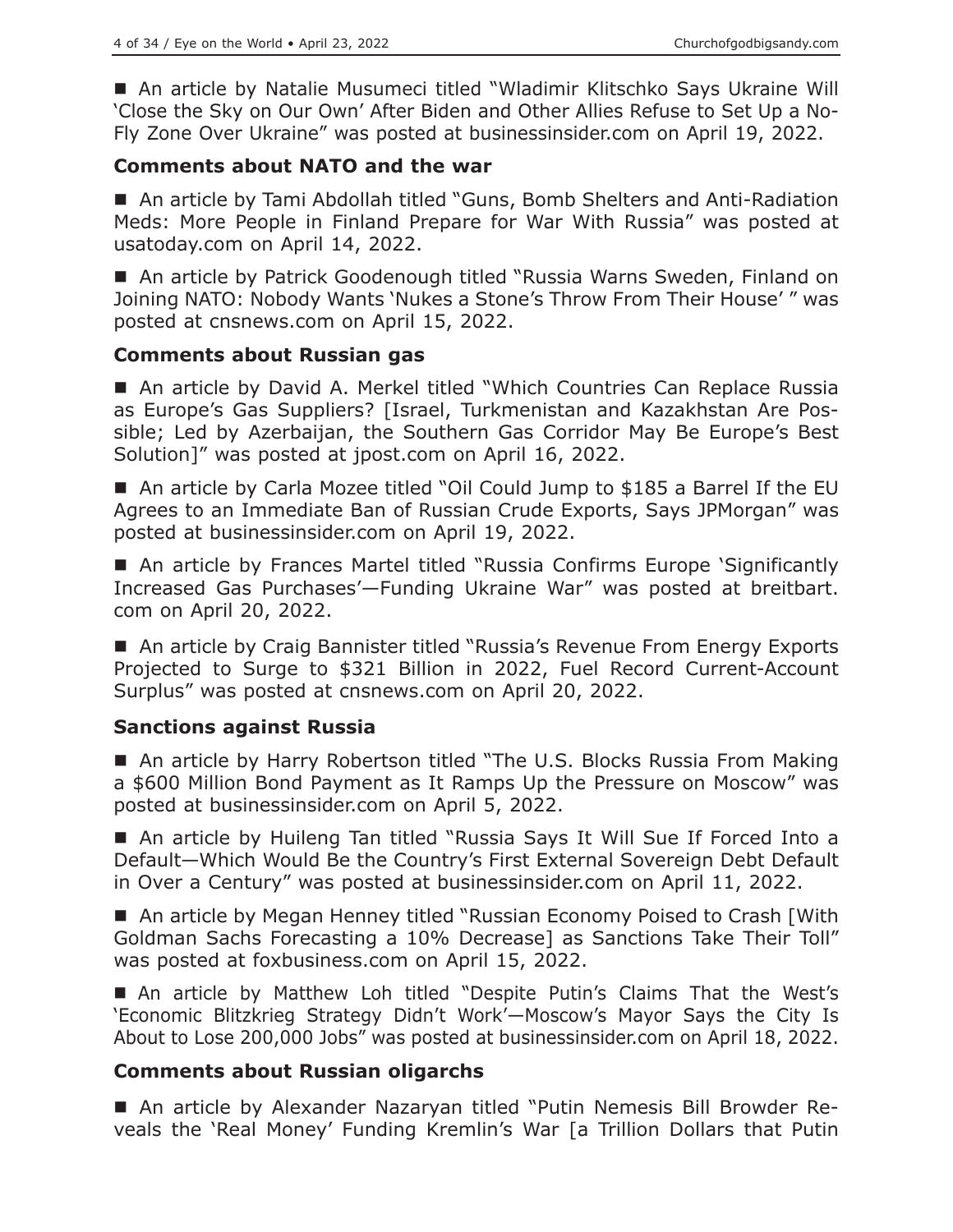■ An article by Natalie Musumeci titled "Wladimir Klitschko Says Ukraine Will 'Close the Sky on Our Own' After Biden and Other Allies Refuse to Set Up a No-Fly Zone Over Ukraine" was posted at businessinsider.com on April 19, 2022.

### Comments about NATO and the war

■ An article by Tami Abdollah titled "Guns, Bomb Shelters and Anti-Radiation Meds: More People in Finland Prepare for War With Russia" was posted at usatoday.com on April 14, 2022.

■ An article by Patrick Goodenough titled "Russia Warns Sweden, Finland on Joining NATO: Nobody Wants 'Nukes a Stone's Throw From Their House' " was posted at cnsnews.com on April 15, 2022.

### Comments about Russian gas

■ An article by David A. Merkel titled "Which Countries Can Replace Russia as Europe's Gas Suppliers? [Israel, Turkmenistan and Kazakhstan Are Possible; Led by Azerbaijan, the Southern Gas Corridor May Be Europe's Best Solution]" was posted at jpost.com on April 16, 2022.

■ An article by Carla Mozee titled "Oil Could Jump to $185 a Barrel If the EU Agrees to an Immediate Ban of Russian Crude Exports, Says JPMorgan" was posted at businessinsider.com on April 19, 2022.

■ An article by Frances Martel titled "Russia Confirms Europe 'Significantly Increased Gas Purchases'—Funding Ukraine War" was posted at breitbart.com on April 20, 2022.

■ An article by Craig Bannister titled "Russia's Revenue From Energy Exports Projected to Surge to $321 Billion in 2022, Fuel Record Current-Account Surplus" was posted at cnsnews.com on April 20, 2022.

### Sanctions against Russia

■ An article by Harry Robertson titled "The U.S. Blocks Russia From Making a $600 Million Bond Payment as It Ramps Up the Pressure on Moscow" was posted at businessinsider.com on April 5, 2022.

■ An article by Huileng Tan titled "Russia Says It Will Sue If Forced Into a Default—Which Would Be the Country's First External Sovereign Debt Default in Over a Century" was posted at businessinsider.com on April 11, 2022.

■ An article by Megan Henney titled "Russian Economy Poised to Crash [With Goldman Sachs Forecasting a 10% Decrease] as Sanctions Take Their Toll" was posted at foxbusiness.com on April 15, 2022.

■ An article by Matthew Loh titled "Despite Putin's Claims That the West's 'Economic Blitzkrieg Strategy Didn't Work'—Moscow's Mayor Says the City Is About to Lose 200,000 Jobs" was posted at businessinsider.com on April 18, 2022.

### Comments about Russian oligarchs

■ An article by Alexander Nazaryan titled "Putin Nemesis Bill Browder Reveals the 'Real Money' Funding Kremlin's War [a Trillion Dollars that Putin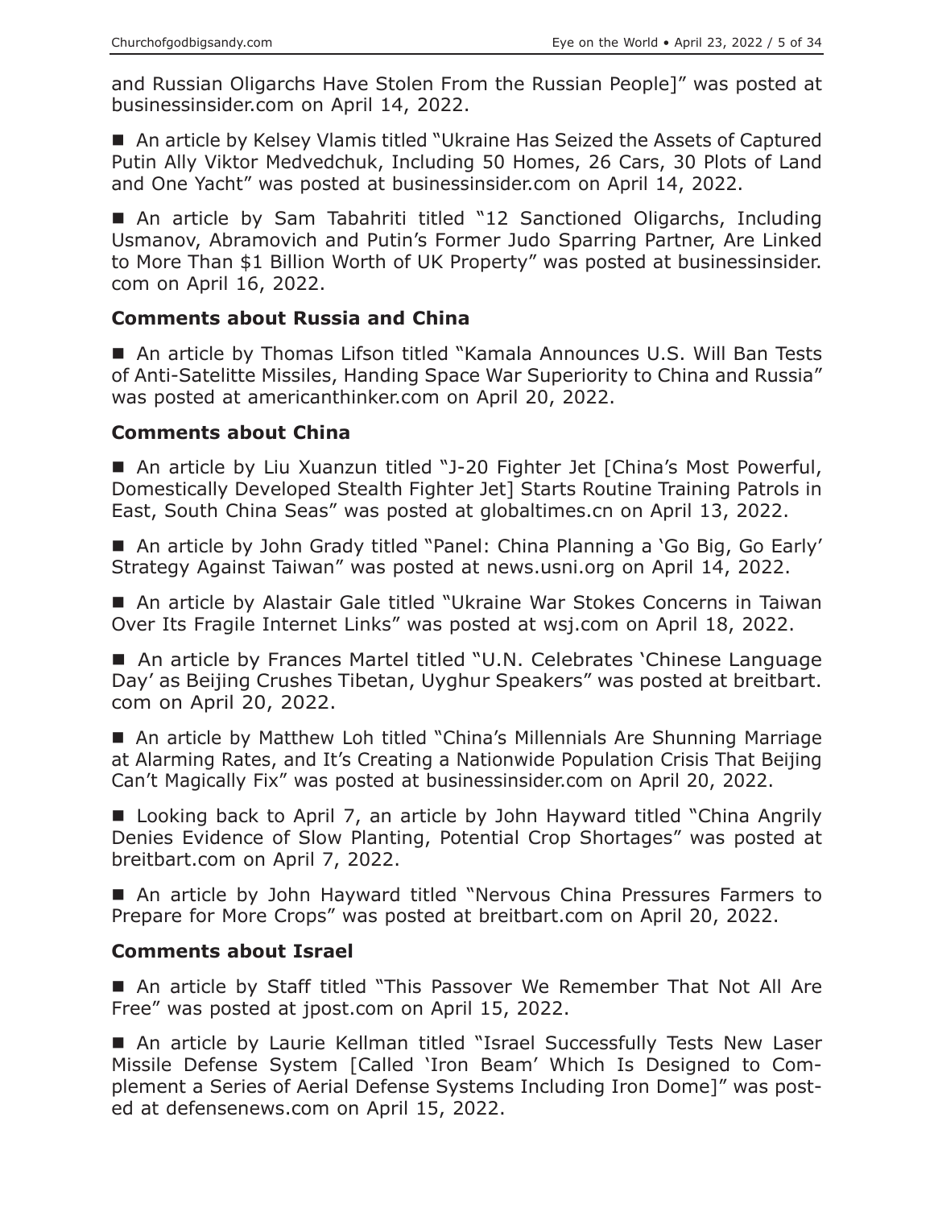and Russian Oligarchs Have Stolen From the Russian People]" was posted at businessinsider.com on April 14, 2022.

■ An article by Kelsey Vlamis titled "Ukraine Has Seized the Assets of Captured Putin Ally Viktor Medvedchuk, Including 50 Homes, 26 Cars, 30 Plots of Land and One Yacht" was posted at businessinsider.com on April 14, 2022.

■ An article by Sam Tabahriti titled "12 Sanctioned Oligarchs, Including Usmanov, Abramovich and Putin's Former Judo Sparring Partner, Are Linked to More Than $1 Billion Worth of UK Property" was posted at businessinsider.com on April 16, 2022.

## Comments about Russia and China

■ An article by Thomas Lifson titled "Kamala Announces U.S. Will Ban Tests of Anti-Satelitte Missiles, Handing Space War Superiority to China and Russia" was posted at americanthinker.com on April 20, 2022.

## Comments about China

■ An article by Liu Xuanzun titled "J-20 Fighter Jet [China's Most Powerful, Domestically Developed Stealth Fighter Jet] Starts Routine Training Patrols in East, South China Seas" was posted at globaltimes.cn on April 13, 2022.

■ An article by John Grady titled "Panel: China Planning a 'Go Big, Go Early' Strategy Against Taiwan" was posted at news.usni.org on April 14, 2022.

■ An article by Alastair Gale titled "Ukraine War Stokes Concerns in Taiwan Over Its Fragile Internet Links" was posted at wsj.com on April 18, 2022.

■ An article by Frances Martel titled "U.N. Celebrates 'Chinese Language Day' as Beijing Crushes Tibetan, Uyghur Speakers" was posted at breitbart.com on April 20, 2022.

■ An article by Matthew Loh titled "China's Millennials Are Shunning Marriage at Alarming Rates, and It's Creating a Nationwide Population Crisis That Beijing Can't Magically Fix" was posted at businessinsider.com on April 20, 2022.

■ Looking back to April 7, an article by John Hayward titled "China Angrily Denies Evidence of Slow Planting, Potential Crop Shortages" was posted at breitbart.com on April 7, 2022.

■ An article by John Hayward titled "Nervous China Pressures Farmers to Prepare for More Crops" was posted at breitbart.com on April 20, 2022.

## Comments about Israel

■ An article by Staff titled "This Passover We Remember That Not All Are Free" was posted at jpost.com on April 15, 2022.

■ An article by Laurie Kellman titled "Israel Successfully Tests New Laser Missile Defense System [Called 'Iron Beam' Which Is Designed to Complement a Series of Aerial Defense Systems Including Iron Dome]" was posted at defensenews.com on April 15, 2022.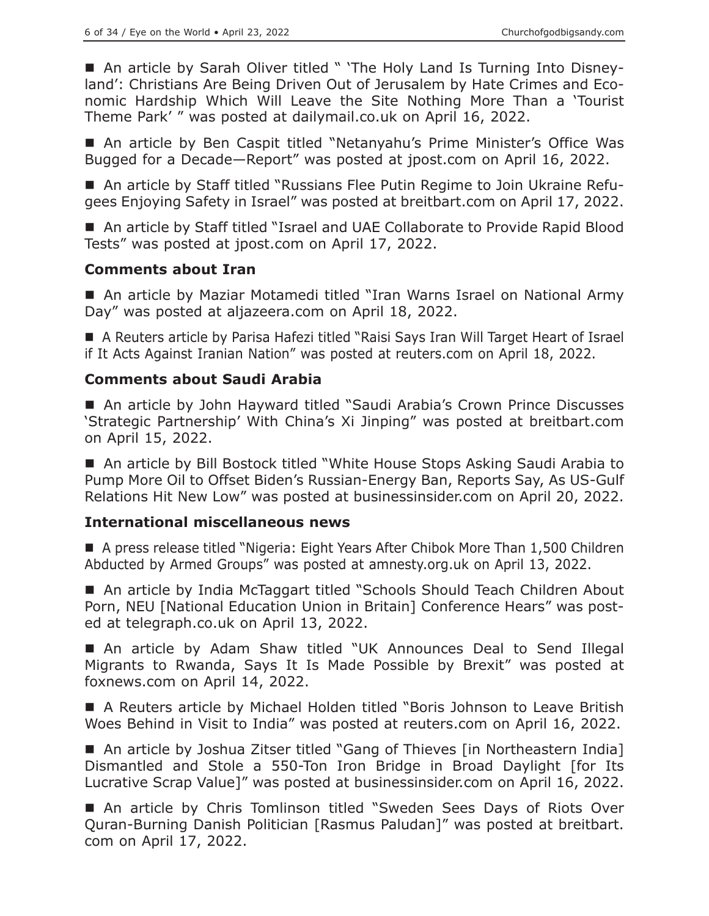■ An article by Sarah Oliver titled " 'The Holy Land Is Turning Into Disneyland': Christians Are Being Driven Out of Jerusalem by Hate Crimes and Economic Hardship Which Will Leave the Site Nothing More Than a 'Tourist Theme Park' " was posted at dailymail.co.uk on April 16, 2022.

■ An article by Ben Caspit titled "Netanyahu's Prime Minister's Office Was Bugged for a Decade—Report" was posted at jpost.com on April 16, 2022.

■ An article by Staff titled "Russians Flee Putin Regime to Join Ukraine Refugees Enjoying Safety in Israel" was posted at breitbart.com on April 17, 2022.

■ An article by Staff titled "Israel and UAE Collaborate to Provide Rapid Blood Tests" was posted at jpost.com on April 17, 2022.

### Comments about Iran

■ An article by Maziar Motamedi titled "Iran Warns Israel on National Army Day" was posted at aljazeera.com on April 18, 2022.

■ A Reuters article by Parisa Hafezi titled "Raisi Says Iran Will Target Heart of Israel if It Acts Against Iranian Nation" was posted at reuters.com on April 18, 2022.

### Comments about Saudi Arabia

■ An article by John Hayward titled "Saudi Arabia's Crown Prince Discusses 'Strategic Partnership' With China's Xi Jinping" was posted at breitbart.com on April 15, 2022.

■ An article by Bill Bostock titled "White House Stops Asking Saudi Arabia to Pump More Oil to Offset Biden's Russian-Energy Ban, Reports Say, As US-Gulf Relations Hit New Low" was posted at businessinsider.com on April 20, 2022.

### International miscellaneous news

■ A press release titled "Nigeria: Eight Years After Chibok More Than 1,500 Children Abducted by Armed Groups" was posted at amnesty.org.uk on April 13, 2022.

■ An article by India McTaggart titled "Schools Should Teach Children About Porn, NEU [National Education Union in Britain] Conference Hears" was posted at telegraph.co.uk on April 13, 2022.

■ An article by Adam Shaw titled "UK Announces Deal to Send Illegal Migrants to Rwanda, Says It Is Made Possible by Brexit" was posted at foxnews.com on April 14, 2022.

■ A Reuters article by Michael Holden titled "Boris Johnson to Leave British Woes Behind in Visit to India" was posted at reuters.com on April 16, 2022.

■ An article by Joshua Zitser titled "Gang of Thieves [in Northeastern India] Dismantled and Stole a 550-Ton Iron Bridge in Broad Daylight [for Its Lucrative Scrap Value]" was posted at businessinsider.com on April 16, 2022.

■ An article by Chris Tomlinson titled "Sweden Sees Days of Riots Over Quran-Burning Danish Politician [Rasmus Paludan]" was posted at breitbart.com on April 17, 2022.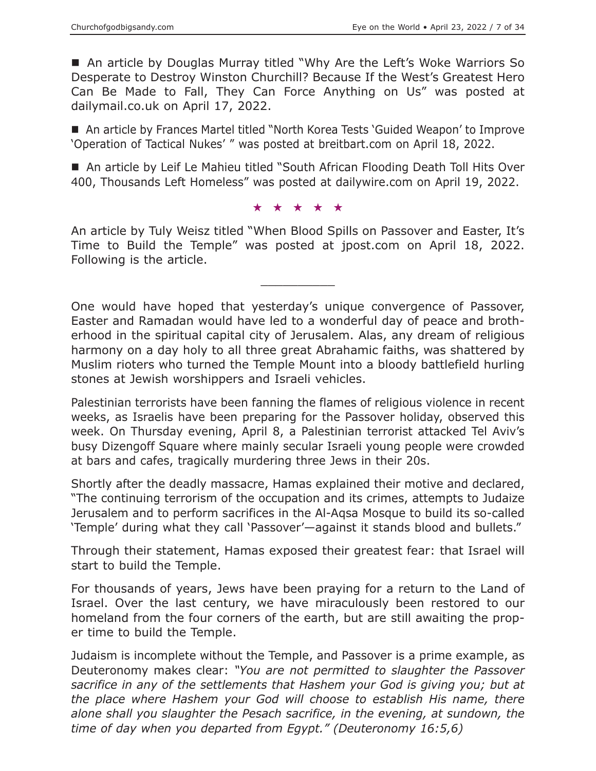■ An article by Douglas Murray titled "Why Are the Left's Woke Warriors So Desperate to Destroy Winston Churchill? Because If the West's Greatest Hero Can Be Made to Fall, They Can Force Anything on Us" was posted at dailymail.co.uk on April 17, 2022.

■ An article by Frances Martel titled "North Korea Tests 'Guided Weapon' to Improve 'Operation of Tactical Nukes' " was posted at breitbart.com on April 18, 2022.

■ An article by Leif Le Mahieu titled "South African Flooding Death Toll Hits Over 400, Thousands Left Homeless" was posted at dailywire.com on April 19, 2022.

★ ★ ★ ★ ★

An article by Tuly Weisz titled "When Blood Spills on Passover and Easter, It's Time to Build the Temple" was posted at jpost.com on April 18, 2022. Following is the article.

---

One would have hoped that yesterday's unique convergence of Passover, Easter and Ramadan would have led to a wonderful day of peace and brotherhood in the spiritual capital city of Jerusalem. Alas, any dream of religious harmony on a day holy to all three great Abrahamic faiths, was shattered by Muslim rioters who turned the Temple Mount into a bloody battlefield hurling stones at Jewish worshippers and Israeli vehicles.

Palestinian terrorists have been fanning the flames of religious violence in recent weeks, as Israelis have been preparing for the Passover holiday, observed this week. On Thursday evening, April 8, a Palestinian terrorist attacked Tel Aviv's busy Dizengoff Square where mainly secular Israeli young people were crowded at bars and cafes, tragically murdering three Jews in their 20s.

Shortly after the deadly massacre, Hamas explained their motive and declared, "The continuing terrorism of the occupation and its crimes, attempts to Judaize Jerusalem and to perform sacrifices in the Al-Aqsa Mosque to build its so-called 'Temple' during what they call 'Passover'—against it stands blood and bullets."

Through their statement, Hamas exposed their greatest fear: that Israel will start to build the Temple.

For thousands of years, Jews have been praying for a return to the Land of Israel. Over the last century, we have miraculously been restored to our homeland from the four corners of the earth, but are still awaiting the proper time to build the Temple.

Judaism is incomplete without the Temple, and Passover is a prime example, as Deuteronomy makes clear: *"You are not permitted to slaughter the Passover sacrifice in any of the settlements that Hashem your God is giving you; but at the place where Hashem your God will choose to establish His name, there alone shall you slaughter the Pesach sacrifice, in the evening, at sundown, the time of day when you departed from Egypt." (Deuteronomy 16:5,6)*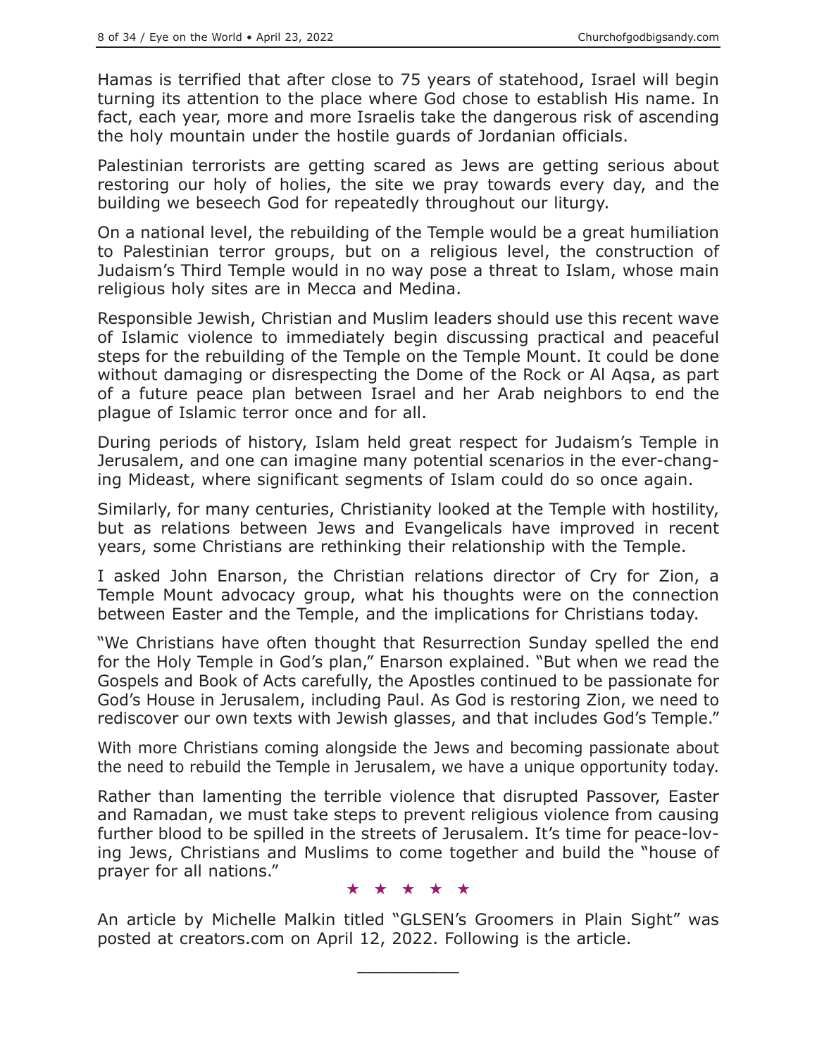Hamas is terrified that after close to 75 years of statehood, Israel will begin turning its attention to the place where God chose to establish His name. In fact, each year, more and more Israelis take the dangerous risk of ascending the holy mountain under the hostile guards of Jordanian officials.

Palestinian terrorists are getting scared as Jews are getting serious about restoring our holy of holies, the site we pray towards every day, and the building we beseech God for repeatedly throughout our liturgy.

On a national level, the rebuilding of the Temple would be a great humiliation to Palestinian terror groups, but on a religious level, the construction of Judaism's Third Temple would in no way pose a threat to Islam, whose main religious holy sites are in Mecca and Medina.

Responsible Jewish, Christian and Muslim leaders should use this recent wave of Islamic violence to immediately begin discussing practical and peaceful steps for the rebuilding of the Temple on the Temple Mount. It could be done without damaging or disrespecting the Dome of the Rock or Al Aqsa, as part of a future peace plan between Israel and her Arab neighbors to end the plague of Islamic terror once and for all.

During periods of history, Islam held great respect for Judaism's Temple in Jerusalem, and one can imagine many potential scenarios in the ever-changing Mideast, where significant segments of Islam could do so once again.

Similarly, for many centuries, Christianity looked at the Temple with hostility, but as relations between Jews and Evangelicals have improved in recent years, some Christians are rethinking their relationship with the Temple.

I asked John Enarson, the Christian relations director of Cry for Zion, a Temple Mount advocacy group, what his thoughts were on the connection between Easter and the Temple, and the implications for Christians today.

"We Christians have often thought that Resurrection Sunday spelled the end for the Holy Temple in God's plan," Enarson explained. "But when we read the Gospels and Book of Acts carefully, the Apostles continued to be passionate for God's House in Jerusalem, including Paul. As God is restoring Zion, we need to rediscover our own texts with Jewish glasses, and that includes God's Temple."

With more Christians coming alongside the Jews and becoming passionate about the need to rebuild the Temple in Jerusalem, we have a unique opportunity today.

Rather than lamenting the terrible violence that disrupted Passover, Easter and Ramadan, we must take steps to prevent religious violence from causing further blood to be spilled in the streets of Jerusalem. It's time for peace-loving Jews, Christians and Muslims to come together and build the "house of prayer for all nations."

★ ★ ★ ★ ★

An article by Michelle Malkin titled "GLSEN's Groomers in Plain Sight" was posted at creators.com on April 12, 2022. Following is the article.

---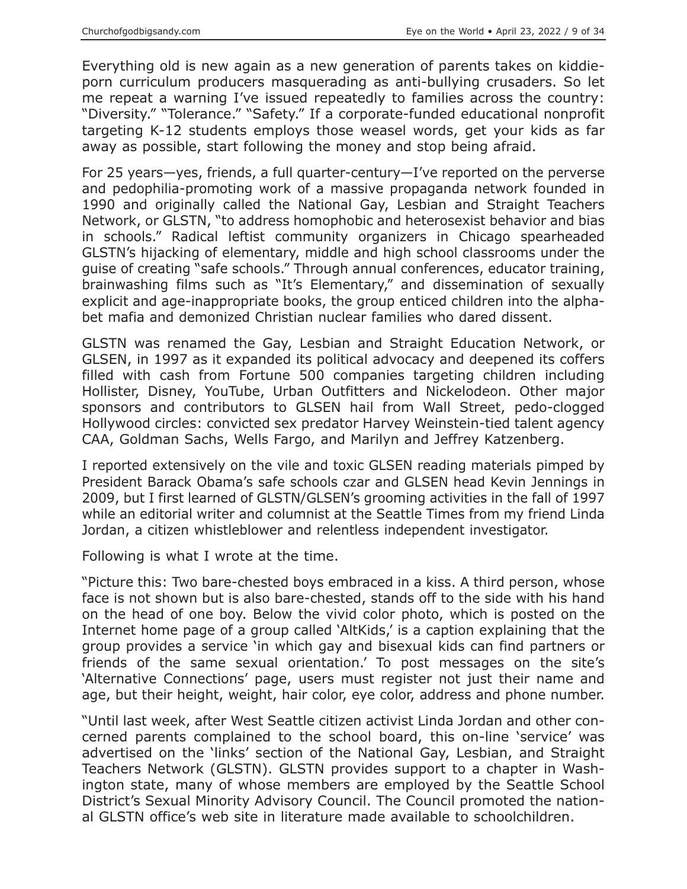Everything old is new again as a new generation of parents takes on kiddie-porn curriculum producers masquerading as anti-bullying crusaders. So let me repeat a warning I've issued repeatedly to families across the country: "Diversity." "Tolerance." "Safety." If a corporate-funded educational nonprofit targeting K-12 students employs those weasel words, get your kids as far away as possible, start following the money and stop being afraid.

For 25 years—yes, friends, a full quarter-century—I've reported on the perverse and pedophilia-promoting work of a massive propaganda network founded in 1990 and originally called the National Gay, Lesbian and Straight Teachers Network, or GLSTN, "to address homophobic and heterosexist behavior and bias in schools." Radical leftist community organizers in Chicago spearheaded GLSTN's hijacking of elementary, middle and high school classrooms under the guise of creating "safe schools." Through annual conferences, educator training, brainwashing films such as "It's Elementary," and dissemination of sexually explicit and age-inappropriate books, the group enticed children into the alphabet mafia and demonized Christian nuclear families who dared dissent.

GLSTN was renamed the Gay, Lesbian and Straight Education Network, or GLSEN, in 1997 as it expanded its political advocacy and deepened its coffers filled with cash from Fortune 500 companies targeting children including Hollister, Disney, YouTube, Urban Outfitters and Nickelodeon. Other major sponsors and contributors to GLSEN hail from Wall Street, pedo-clogged Hollywood circles: convicted sex predator Harvey Weinstein-tied talent agency CAA, Goldman Sachs, Wells Fargo, and Marilyn and Jeffrey Katzenberg.

I reported extensively on the vile and toxic GLSEN reading materials pimped by President Barack Obama's safe schools czar and GLSEN head Kevin Jennings in 2009, but I first learned of GLSTN/GLSEN's grooming activities in the fall of 1997 while an editorial writer and columnist at the Seattle Times from my friend Linda Jordan, a citizen whistleblower and relentless independent investigator.

Following is what I wrote at the time.

"Picture this: Two bare-chested boys embraced in a kiss. A third person, whose face is not shown but is also bare-chested, stands off to the side with his hand on the head of one boy. Below the vivid color photo, which is posted on the Internet home page of a group called 'AltKids,' is a caption explaining that the group provides a service 'in which gay and bisexual kids can find partners or friends of the same sexual orientation.' To post messages on the site's 'Alternative Connections' page, users must register not just their name and age, but their height, weight, hair color, eye color, address and phone number.

"Until last week, after West Seattle citizen activist Linda Jordan and other concerned parents complained to the school board, this on-line 'service' was advertised on the 'links' section of the National Gay, Lesbian, and Straight Teachers Network (GLSTN). GLSTN provides support to a chapter in Washington state, many of whose members are employed by the Seattle School District's Sexual Minority Advisory Council. The Council promoted the national GLSTN office's web site in literature made available to schoolchildren.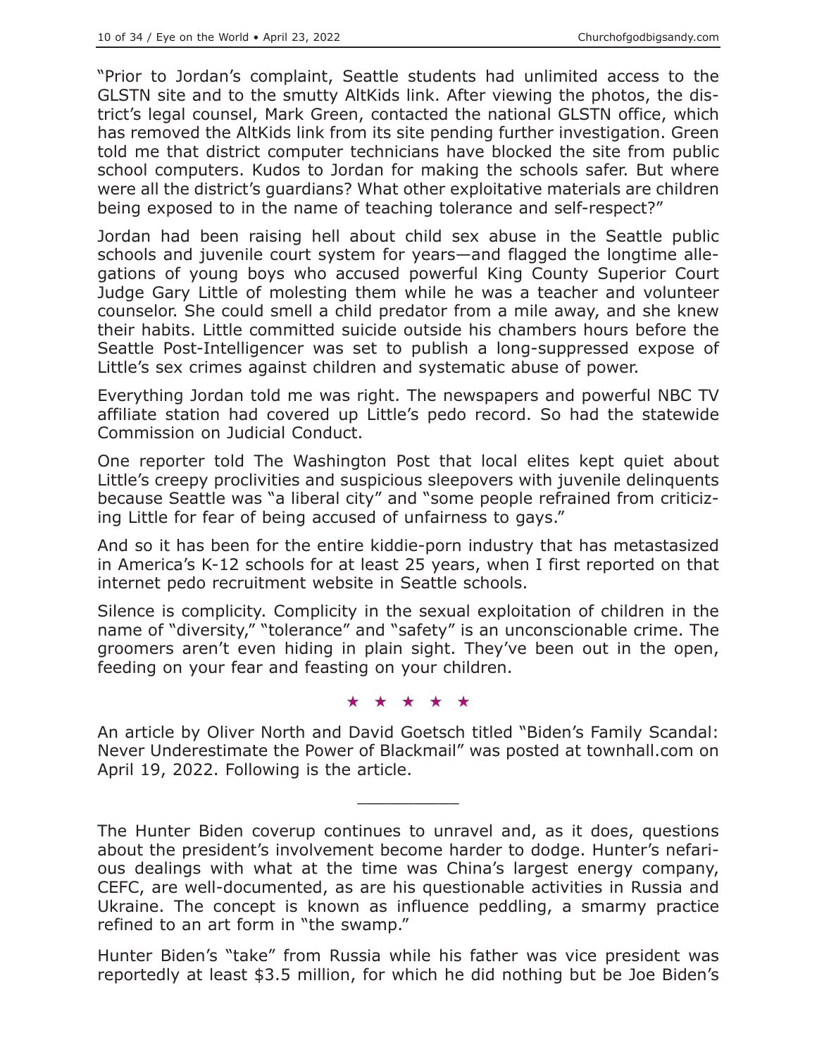"Prior to Jordan's complaint, Seattle students had unlimited access to the GLSTN site and to the smutty AltKids link. After viewing the photos, the district's legal counsel, Mark Green, contacted the national GLSTN office, which has removed the AltKids link from its site pending further investigation. Green told me that district computer technicians have blocked the site from public school computers. Kudos to Jordan for making the schools safer. But where were all the district's guardians? What other exploitative materials are children being exposed to in the name of teaching tolerance and self-respect?"

Jordan had been raising hell about child sex abuse in the Seattle public schools and juvenile court system for years—and flagged the longtime allegations of young boys who accused powerful King County Superior Court Judge Gary Little of molesting them while he was a teacher and volunteer counselor. She could smell a child predator from a mile away, and she knew their habits. Little committed suicide outside his chambers hours before the Seattle Post-Intelligencer was set to publish a long-suppressed expose of Little's sex crimes against children and systematic abuse of power.

Everything Jordan told me was right. The newspapers and powerful NBC TV affiliate station had covered up Little's pedo record. So had the statewide Commission on Judicial Conduct.

One reporter told The Washington Post that local elites kept quiet about Little's creepy proclivities and suspicious sleepovers with juvenile delinquents because Seattle was "a liberal city" and "some people refrained from criticizing Little for fear of being accused of unfairness to gays."

And so it has been for the entire kiddie-porn industry that has metastasized in America's K-12 schools for at least 25 years, when I first reported on that internet pedo recruitment website in Seattle schools.

Silence is complicity. Complicity in the sexual exploitation of children in the name of "diversity," "tolerance" and "safety" is an unconscionable crime. The groomers aren't even hiding in plain sight. They've been out in the open, feeding on your fear and feasting on your children.

★ ★ ★ ★ ★

An article by Oliver North and David Goetsch titled "Biden's Family Scandal: Never Underestimate the Power of Blackmail" was posted at townhall.com on April 19, 2022. Following is the article.

---

The Hunter Biden coverup continues to unravel and, as it does, questions about the president's involvement become harder to dodge. Hunter's nefarious dealings with what at the time was China's largest energy company, CEFC, are well-documented, as are his questionable activities in Russia and Ukraine. The concept is known as influence peddling, a smarmy practice refined to an art form in "the swamp."

Hunter Biden's "take" from Russia while his father was vice president was reportedly at least $3.5 million, for which he did nothing but be Joe Biden's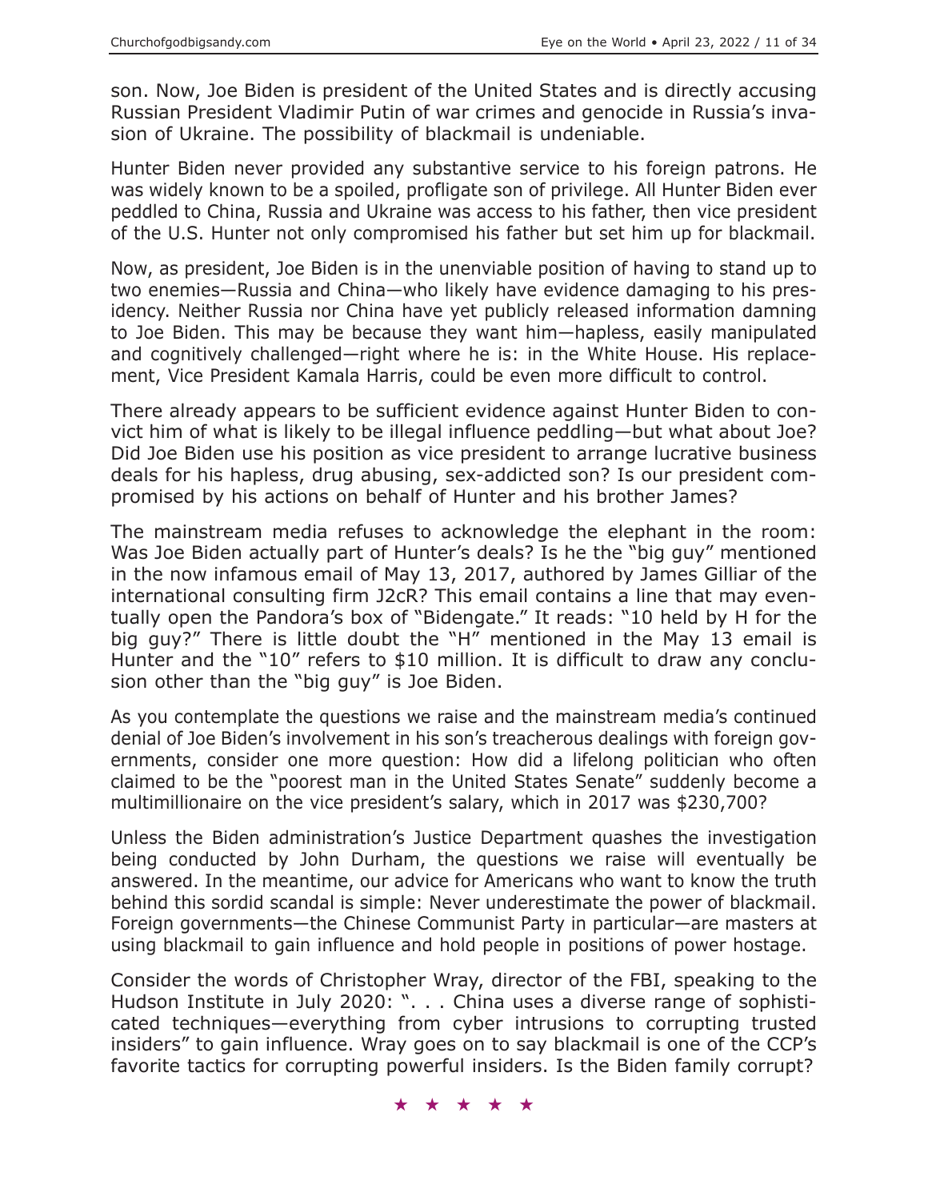son. Now, Joe Biden is president of the United States and is directly accusing Russian President Vladimir Putin of war crimes and genocide in Russia's invasion of Ukraine. The possibility of blackmail is undeniable.

Hunter Biden never provided any substantive service to his foreign patrons. He was widely known to be a spoiled, profligate son of privilege. All Hunter Biden ever peddled to China, Russia and Ukraine was access to his father, then vice president of the U.S. Hunter not only compromised his father but set him up for blackmail.

Now, as president, Joe Biden is in the unenviable position of having to stand up to two enemies—Russia and China—who likely have evidence damaging to his presidency. Neither Russia nor China have yet publicly released information damning to Joe Biden. This may be because they want him—hapless, easily manipulated and cognitively challenged—right where he is: in the White House. His replacement, Vice President Kamala Harris, could be even more difficult to control.

There already appears to be sufficient evidence against Hunter Biden to convict him of what is likely to be illegal influence peddling—but what about Joe? Did Joe Biden use his position as vice president to arrange lucrative business deals for his hapless, drug abusing, sex-addicted son? Is our president compromised by his actions on behalf of Hunter and his brother James?

The mainstream media refuses to acknowledge the elephant in the room: Was Joe Biden actually part of Hunter's deals? Is he the "big guy" mentioned in the now infamous email of May 13, 2017, authored by James Gilliar of the international consulting firm J2cR? This email contains a line that may eventually open the Pandora's box of "Bidengate." It reads: "10 held by H for the big guy?" There is little doubt the "H" mentioned in the May 13 email is Hunter and the "10" refers to $10 million. It is difficult to draw any conclusion other than the "big guy" is Joe Biden.

As you contemplate the questions we raise and the mainstream media's continued denial of Joe Biden's involvement in his son's treacherous dealings with foreign governments, consider one more question: How did a lifelong politician who often claimed to be the "poorest man in the United States Senate" suddenly become a multimillionaire on the vice president's salary, which in 2017 was $230,700?

Unless the Biden administration's Justice Department quashes the investigation being conducted by John Durham, the questions we raise will eventually be answered. In the meantime, our advice for Americans who want to know the truth behind this sordid scandal is simple: Never underestimate the power of blackmail. Foreign governments—the Chinese Communist Party in particular—are masters at using blackmail to gain influence and hold people in positions of power hostage.

Consider the words of Christopher Wray, director of the FBI, speaking to the Hudson Institute in July 2020: ". . . China uses a diverse range of sophisticated techniques—everything from cyber intrusions to corrupting trusted insiders" to gain influence. Wray goes on to say blackmail is one of the CCP's favorite tactics for corrupting powerful insiders. Is the Biden family corrupt?

★ ★ ★ ★ ★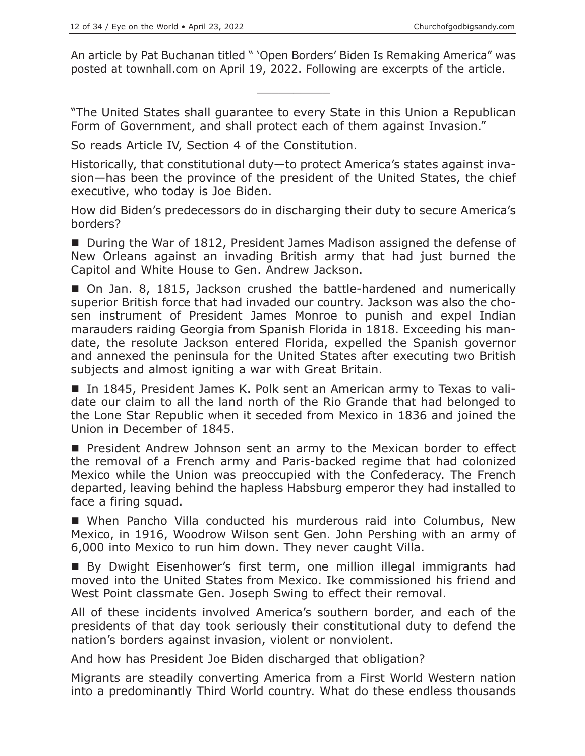An article by Pat Buchanan titled " 'Open Borders' Biden Is Remaking America" was posted at townhall.com on April 19, 2022. Following are excerpts of the article.

---

"The United States shall guarantee to every State in this Union a Republican Form of Government, and shall protect each of them against Invasion."

So reads Article IV, Section 4 of the Constitution.

Historically, that constitutional duty—to protect America's states against invasion—has been the province of the president of the United States, the chief executive, who today is Joe Biden.

How did Biden's predecessors do in discharging their duty to secure America's borders?

- During the War of 1812, President James Madison assigned the defense of New Orleans against an invading British army that had just burned the Capitol and White House to Gen. Andrew Jackson.
- On Jan. 8, 1815, Jackson crushed the battle-hardened and numerically superior British force that had invaded our country. Jackson was also the chosen instrument of President James Monroe to punish and expel Indian marauders raiding Georgia from Spanish Florida in 1818. Exceeding his mandate, the resolute Jackson entered Florida, expelled the Spanish governor and annexed the peninsula for the United States after executing two British subjects and almost igniting a war with Great Britain.
- In 1845, President James K. Polk sent an American army to Texas to validate our claim to all the land north of the Rio Grande that had belonged to the Lone Star Republic when it seceded from Mexico in 1836 and joined the Union in December of 1845.
- President Andrew Johnson sent an army to the Mexican border to effect the removal of a French army and Paris-backed regime that had colonized Mexico while the Union was preoccupied with the Confederacy. The French departed, leaving behind the hapless Habsburg emperor they had installed to face a firing squad.
- When Pancho Villa conducted his murderous raid into Columbus, New Mexico, in 1916, Woodrow Wilson sent Gen. John Pershing with an army of 6,000 into Mexico to run him down. They never caught Villa.
- By Dwight Eisenhower's first term, one million illegal immigrants had moved into the United States from Mexico. Ike commissioned his friend and West Point classmate Gen. Joseph Swing to effect their removal.

All of these incidents involved America's southern border, and each of the presidents of that day took seriously their constitutional duty to defend the nation's borders against invasion, violent or nonviolent.

And how has President Joe Biden discharged that obligation?

Migrants are steadily converting America from a First World Western nation into a predominantly Third World country. What do these endless thousands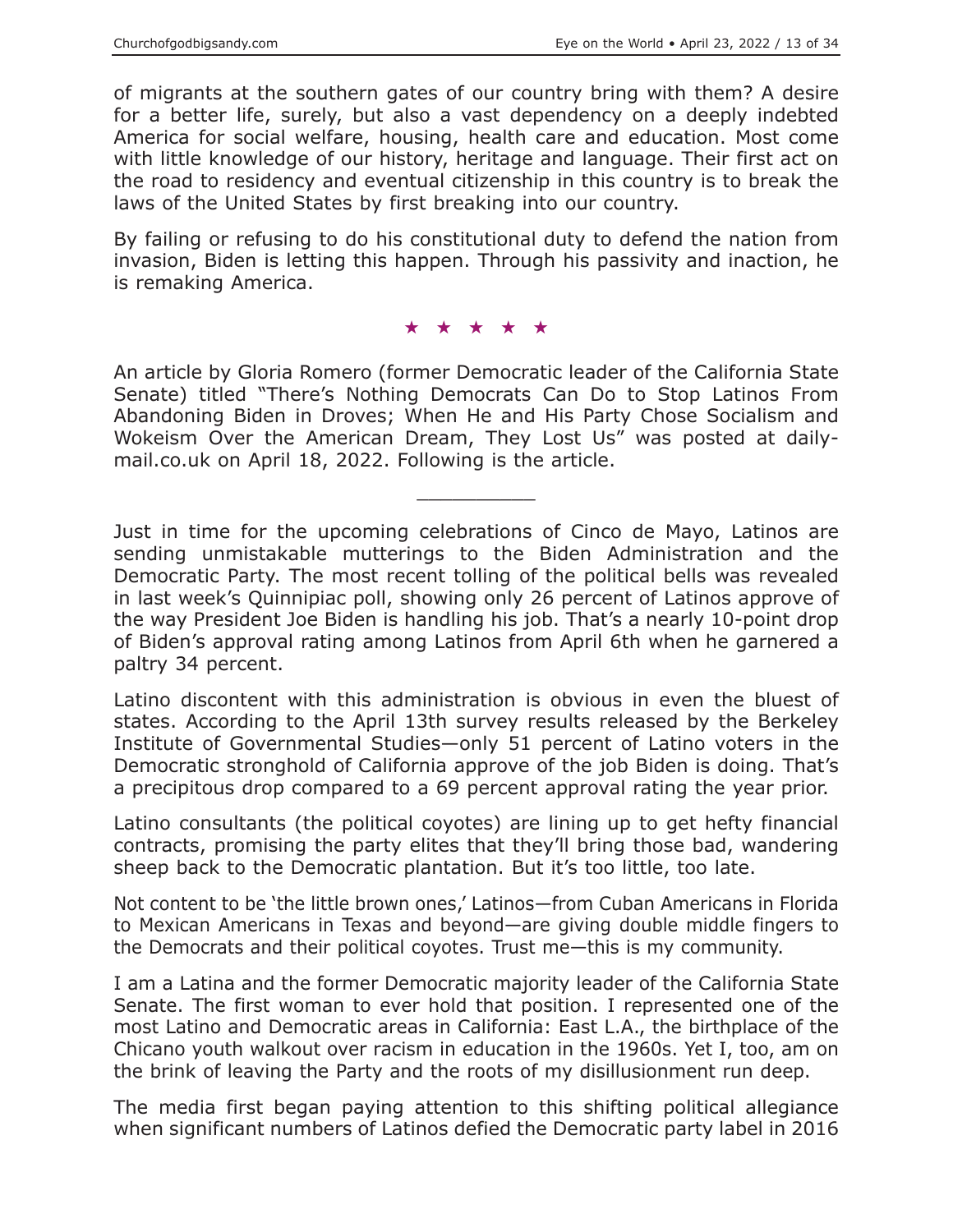of migrants at the southern gates of our country bring with them? A desire for a better life, surely, but also a vast dependency on a deeply indebted America for social welfare, housing, health care and education. Most come with little knowledge of our history, heritage and language. Their first act on the road to residency and eventual citizenship in this country is to break the laws of the United States by first breaking into our country.

By failing or refusing to do his constitutional duty to defend the nation from invasion, Biden is letting this happen. Through his passivity and inaction, he is remaking America.

★ ★ ★ ★ ★

An article by Gloria Romero (former Democratic leader of the California State Senate) titled "There's Nothing Democrats Can Do to Stop Latinos From Abandoning Biden in Droves; When He and His Party Chose Socialism and Wokeism Over the American Dream, They Lost Us" was posted at dailymail.co.uk on April 18, 2022. Following is the article.

---

Just in time for the upcoming celebrations of Cinco de Mayo, Latinos are sending unmistakable mutterings to the Biden Administration and the Democratic Party. The most recent tolling of the political bells was revealed in last week's Quinnipiac poll, showing only 26 percent of Latinos approve of the way President Joe Biden is handling his job. That's a nearly 10-point drop of Biden's approval rating among Latinos from April 6th when he garnered a paltry 34 percent.

Latino discontent with this administration is obvious in even the bluest of states. According to the April 13th survey results released by the Berkeley Institute of Governmental Studies—only 51 percent of Latino voters in the Democratic stronghold of California approve of the job Biden is doing. That's a precipitous drop compared to a 69 percent approval rating the year prior.

Latino consultants (the political coyotes) are lining up to get hefty financial contracts, promising the party elites that they'll bring those bad, wandering sheep back to the Democratic plantation. But it's too little, too late.

Not content to be 'the little brown ones,' Latinos—from Cuban Americans in Florida to Mexican Americans in Texas and beyond—are giving double middle fingers to the Democrats and their political coyotes. Trust me—this is my community.

I am a Latina and the former Democratic majority leader of the California State Senate. The first woman to ever hold that position. I represented one of the most Latino and Democratic areas in California: East L.A., the birthplace of the Chicano youth walkout over racism in education in the 1960s. Yet I, too, am on the brink of leaving the Party and the roots of my disillusionment run deep.

The media first began paying attention to this shifting political allegiance when significant numbers of Latinos defied the Democratic party label in 2016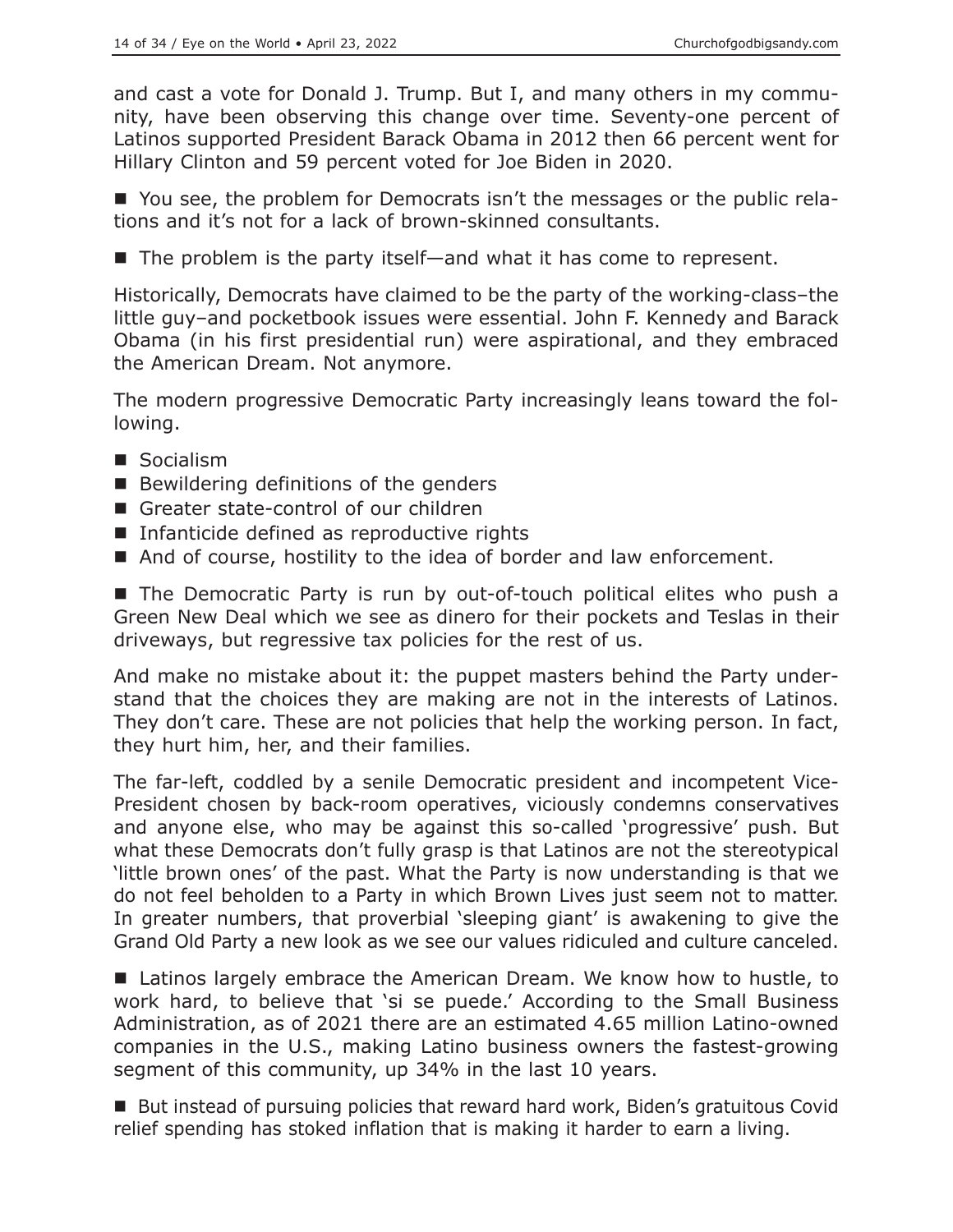and cast a vote for Donald J. Trump. But I, and many others in my community, have been observing this change over time. Seventy-one percent of Latinos supported President Barack Obama in 2012 then 66 percent went for Hillary Clinton and 59 percent voted for Joe Biden in 2020.

■ You see, the problem for Democrats isn't the messages or the public relations and it's not for a lack of brown-skinned consultants.

■ The problem is the party itself—and what it has come to represent.

Historically, Democrats have claimed to be the party of the working-class–the little guy–and pocketbook issues were essential. John F. Kennedy and Barack Obama (in his first presidential run) were aspirational, and they embraced the American Dream. Not anymore.

The modern progressive Democratic Party increasingly leans toward the following.

- Socialism
- Bewildering definitions of the genders
- Greater state-control of our children
- Infanticide defined as reproductive rights
- And of course, hostility to the idea of border and law enforcement.

■ The Democratic Party is run by out-of-touch political elites who push a Green New Deal which we see as dinero for their pockets and Teslas in their driveways, but regressive tax policies for the rest of us.

And make no mistake about it: the puppet masters behind the Party understand that the choices they are making are not in the interests of Latinos. They don't care. These are not policies that help the working person. In fact, they hurt him, her, and their families.

The far-left, coddled by a senile Democratic president and incompetent Vice-President chosen by back-room operatives, viciously condemns conservatives and anyone else, who may be against this so-called 'progressive' push. But what these Democrats don't fully grasp is that Latinos are not the stereotypical 'little brown ones' of the past. What the Party is now understanding is that we do not feel beholden to a Party in which Brown Lives just seem not to matter. In greater numbers, that proverbial 'sleeping giant' is awakening to give the Grand Old Party a new look as we see our values ridiculed and culture canceled.

■ Latinos largely embrace the American Dream. We know how to hustle, to work hard, to believe that 'si se puede.' According to the Small Business Administration, as of 2021 there are an estimated 4.65 million Latino-owned companies in the U.S., making Latino business owners the fastest-growing segment of this community, up 34% in the last 10 years.

■ But instead of pursuing policies that reward hard work, Biden's gratuitous Covid relief spending has stoked inflation that is making it harder to earn a living.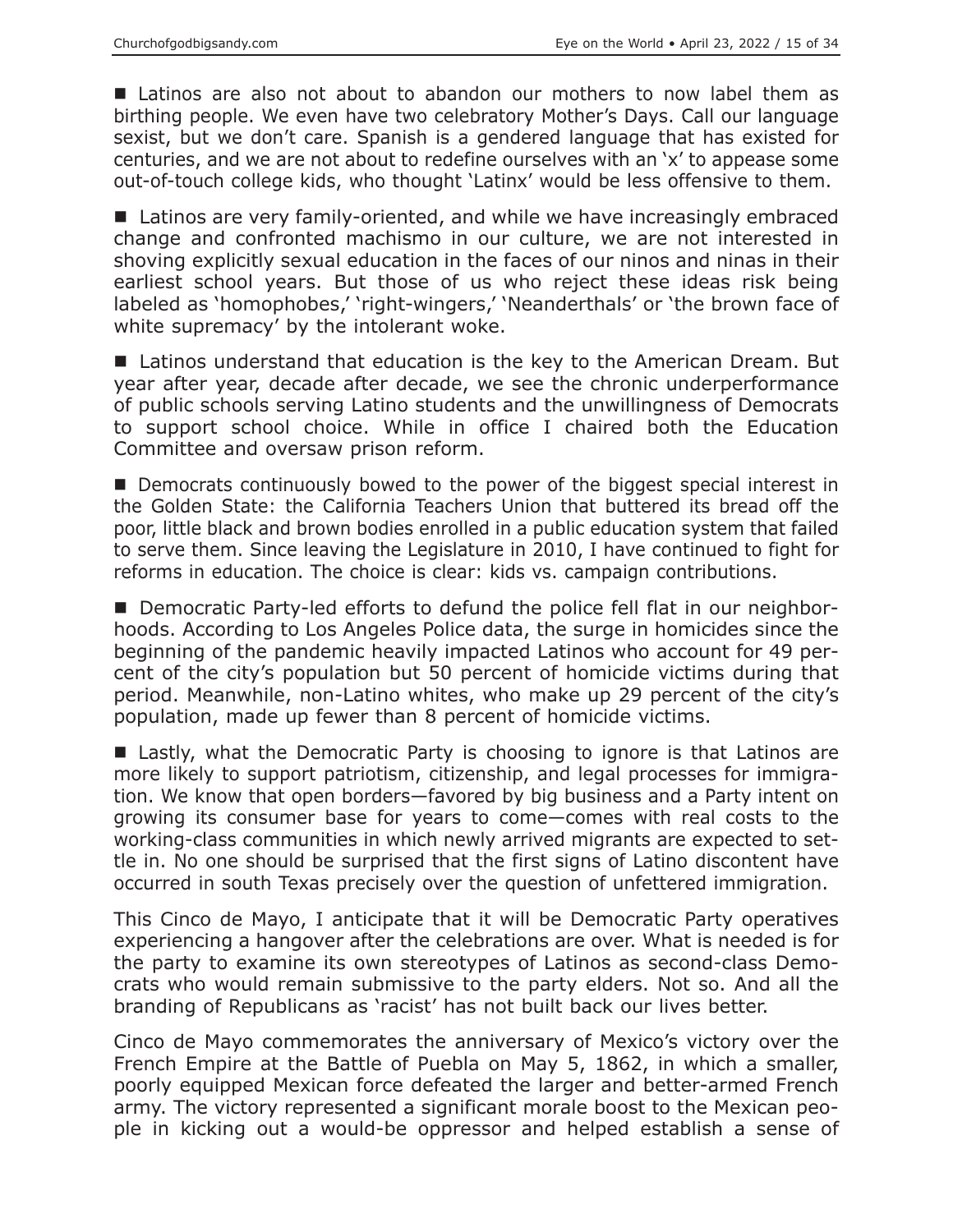■ Latinos are also not about to abandon our mothers to now label them as birthing people. We even have two celebratory Mother's Days. Call our language sexist, but we don't care. Spanish is a gendered language that has existed for centuries, and we are not about to redefine ourselves with an 'x' to appease some out-of-touch college kids, who thought 'Latinx' would be less offensive to them.

■ Latinos are very family-oriented, and while we have increasingly embraced change and confronted machismo in our culture, we are not interested in shoving explicitly sexual education in the faces of our ninos and ninas in their earliest school years. But those of us who reject these ideas risk being labeled as 'homophobes,' 'right-wingers,' 'Neanderthals' or 'the brown face of white supremacy' by the intolerant woke.

■ Latinos understand that education is the key to the American Dream. But year after year, decade after decade, we see the chronic underperformance of public schools serving Latino students and the unwillingness of Democrats to support school choice. While in office I chaired both the Education Committee and oversaw prison reform.

■ Democrats continuously bowed to the power of the biggest special interest in the Golden State: the California Teachers Union that buttered its bread off the poor, little black and brown bodies enrolled in a public education system that failed to serve them. Since leaving the Legislature in 2010, I have continued to fight for reforms in education. The choice is clear: kids vs. campaign contributions.

■ Democratic Party-led efforts to defund the police fell flat in our neighborhoods. According to Los Angeles Police data, the surge in homicides since the beginning of the pandemic heavily impacted Latinos who account for 49 percent of the city's population but 50 percent of homicide victims during that period. Meanwhile, non-Latino whites, who make up 29 percent of the city's population, made up fewer than 8 percent of homicide victims.

■ Lastly, what the Democratic Party is choosing to ignore is that Latinos are more likely to support patriotism, citizenship, and legal processes for immigration. We know that open borders—favored by big business and a Party intent on growing its consumer base for years to come—comes with real costs to the working-class communities in which newly arrived migrants are expected to settle in. No one should be surprised that the first signs of Latino discontent have occurred in south Texas precisely over the question of unfettered immigration.

This Cinco de Mayo, I anticipate that it will be Democratic Party operatives experiencing a hangover after the celebrations are over. What is needed is for the party to examine its own stereotypes of Latinos as second-class Democrats who would remain submissive to the party elders. Not so. And all the branding of Republicans as 'racist' has not built back our lives better.

Cinco de Mayo commemorates the anniversary of Mexico's victory over the French Empire at the Battle of Puebla on May 5, 1862, in which a smaller, poorly equipped Mexican force defeated the larger and better-armed French army. The victory represented a significant morale boost to the Mexican people in kicking out a would-be oppressor and helped establish a sense of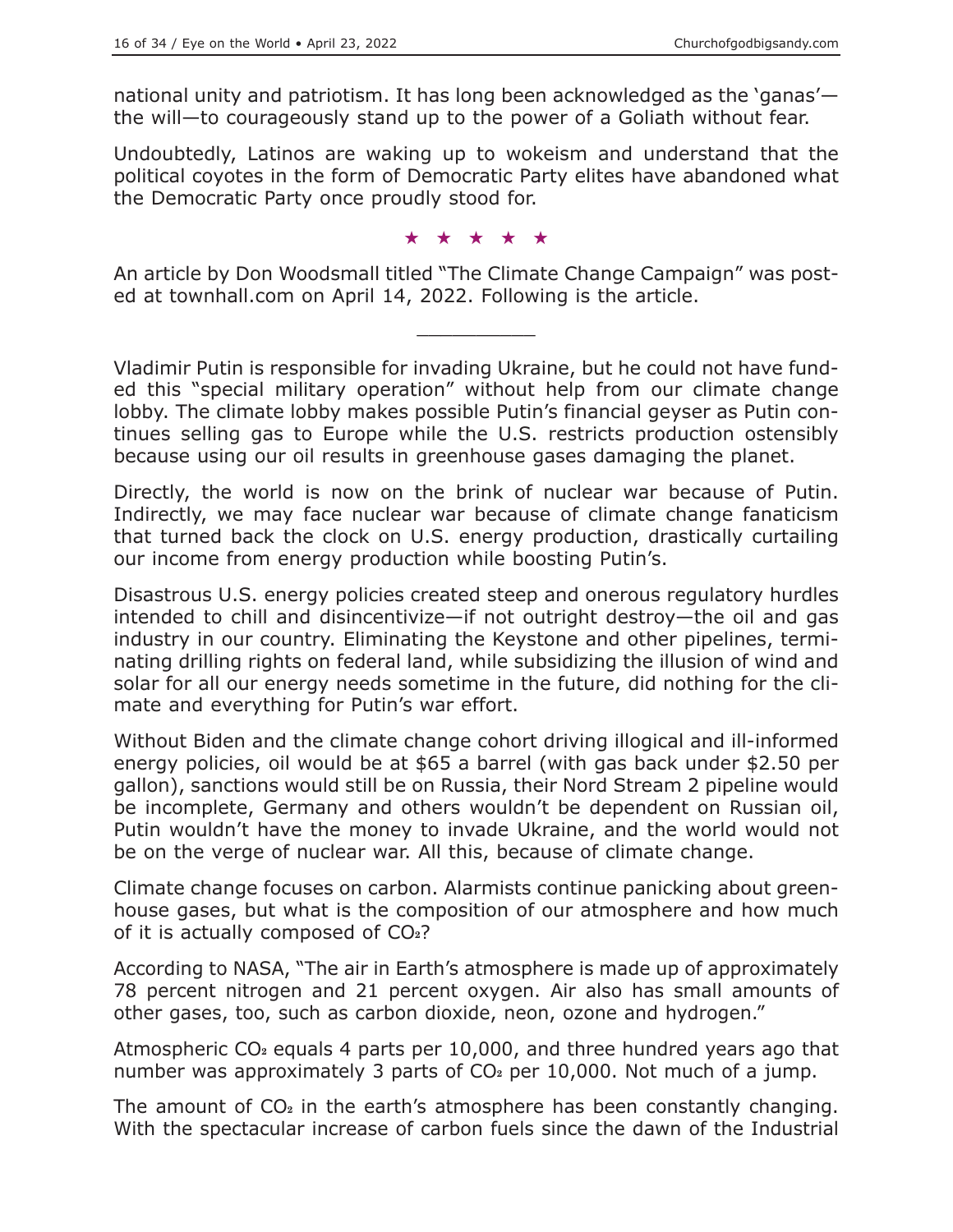national unity and patriotism. It has long been acknowledged as the 'ganas'—the will—to courageously stand up to the power of a Goliath without fear.

Undoubtedly, Latinos are waking up to wokeism and understand that the political coyotes in the form of Democratic Party elites have abandoned what the Democratic Party once proudly stood for.

★ ★ ★ ★ ★

An article by Don Woodsmall titled "The Climate Change Campaign" was posted at townhall.com on April 14, 2022. Following is the article.

---

Vladimir Putin is responsible for invading Ukraine, but he could not have funded this "special military operation" without help from our climate change lobby. The climate lobby makes possible Putin's financial geyser as Putin continues selling gas to Europe while the U.S. restricts production ostensibly because using our oil results in greenhouse gases damaging the planet.

Directly, the world is now on the brink of nuclear war because of Putin. Indirectly, we may face nuclear war because of climate change fanaticism that turned back the clock on U.S. energy production, drastically curtailing our income from energy production while boosting Putin's.

Disastrous U.S. energy policies created steep and onerous regulatory hurdles intended to chill and disincentivize—if not outright destroy—the oil and gas industry in our country. Eliminating the Keystone and other pipelines, terminating drilling rights on federal land, while subsidizing the illusion of wind and solar for all our energy needs sometime in the future, did nothing for the climate and everything for Putin's war effort.

Without Biden and the climate change cohort driving illogical and ill-informed energy policies, oil would be at $65 a barrel (with gas back under $2.50 per gallon), sanctions would still be on Russia, their Nord Stream 2 pipeline would be incomplete, Germany and others wouldn't be dependent on Russian oil, Putin wouldn't have the money to invade Ukraine, and the world would not be on the verge of nuclear war. All this, because of climate change.

Climate change focuses on carbon. Alarmists continue panicking about greenhouse gases, but what is the composition of our atmosphere and how much of it is actually composed of $CO_2$?

According to NASA, "The air in Earth's atmosphere is made up of approximately 78 percent nitrogen and 21 percent oxygen. Air also has small amounts of other gases, too, such as carbon dioxide, neon, ozone and hydrogen."

Atmospheric $CO_2$ equals 4 parts per 10,000, and three hundred years ago that number was approximately 3 parts of $CO_2$ per 10,000. Not much of a jump.

The amount of $CO_2$ in the earth's atmosphere has been constantly changing. With the spectacular increase of carbon fuels since the dawn of the Industrial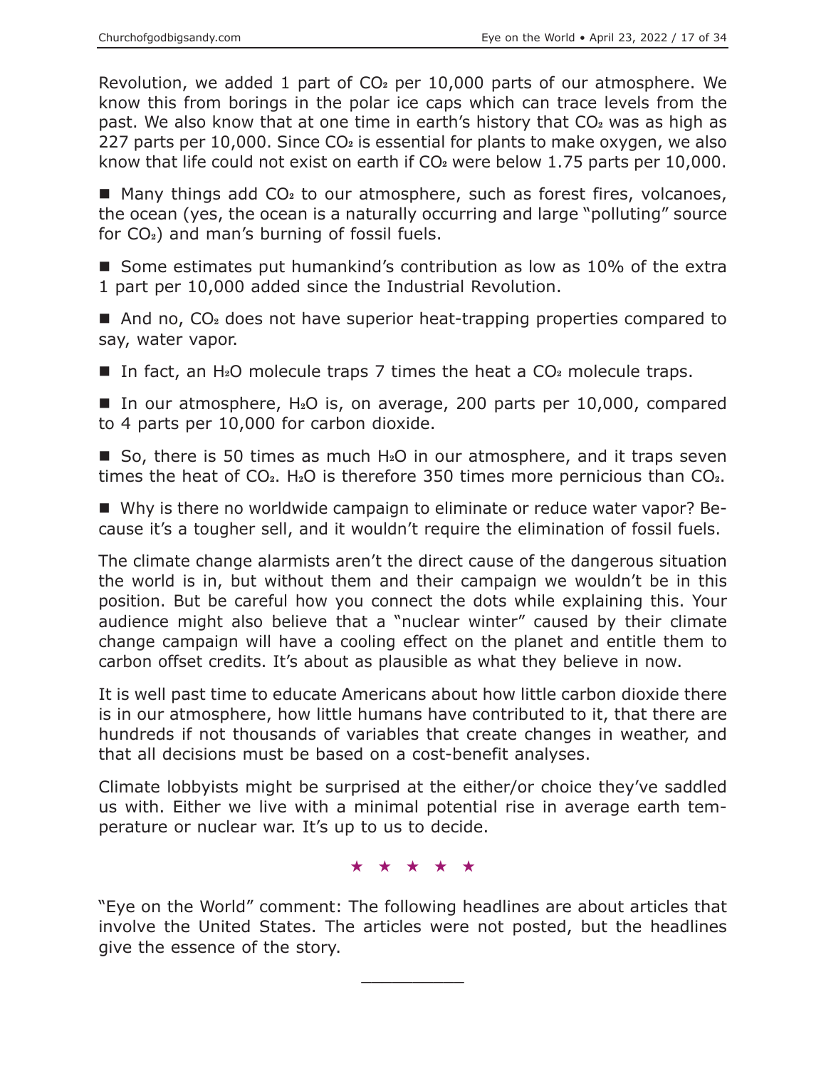Revolution, we added 1 part of $CO_2$ per 10,000 parts of our atmosphere. We know this from borings in the polar ice caps which can trace levels from the past. We also know that at one time in earth's history that $CO_2$ was as high as 227 parts per 10,000. Since $CO_2$ is essential for plants to make oxygen, we also know that life could not exist on earth if $CO_2$ were below 1.75 parts per 10,000.

- Many things add $CO_2$ to our atmosphere, such as forest fires, volcanoes, the ocean (yes, the ocean is a naturally occurring and large "polluting" source for $CO_2$) and man's burning of fossil fuels.

- Some estimates put humankind's contribution as low as 10% of the extra 1 part per 10,000 added since the Industrial Revolution.

- And no, $CO_2$ does not have superior heat-trapping properties compared to say, water vapor.

- In fact, an $H_2O$ molecule traps 7 times the heat a $CO_2$ molecule traps.

- In our atmosphere, $H_2O$ is, on average, 200 parts per 10,000, compared to 4 parts per 10,000 for carbon dioxide.

- So, there is 50 times as much $H_2O$ in our atmosphere, and it traps seven times the heat of $CO_2$. $H_2O$ is therefore 350 times more pernicious than $CO_2$.

- Why is there no worldwide campaign to eliminate or reduce water vapor? Because it's a tougher sell, and it wouldn't require the elimination of fossil fuels.

The climate change alarmists aren't the direct cause of the dangerous situation the world is in, but without them and their campaign we wouldn't be in this position. But be careful how you connect the dots while explaining this. Your audience might also believe that a "nuclear winter" caused by their climate change campaign will have a cooling effect on the planet and entitle them to carbon offset credits. It's about as plausible as what they believe in now.

It is well past time to educate Americans about how little carbon dioxide there is in our atmosphere, how little humans have contributed to it, that there are hundreds if not thousands of variables that create changes in weather, and that all decisions must be based on a cost-benefit analyses.

Climate lobbyists might be surprised at the either/or choice they've saddled us with. Either we live with a minimal potential rise in average earth temperature or nuclear war. It's up to us to decide.

★ ★ ★ ★ ★

"Eye on the World" comment: The following headlines are about articles that involve the United States. The articles were not posted, but the headlines give the essence of the story.

___________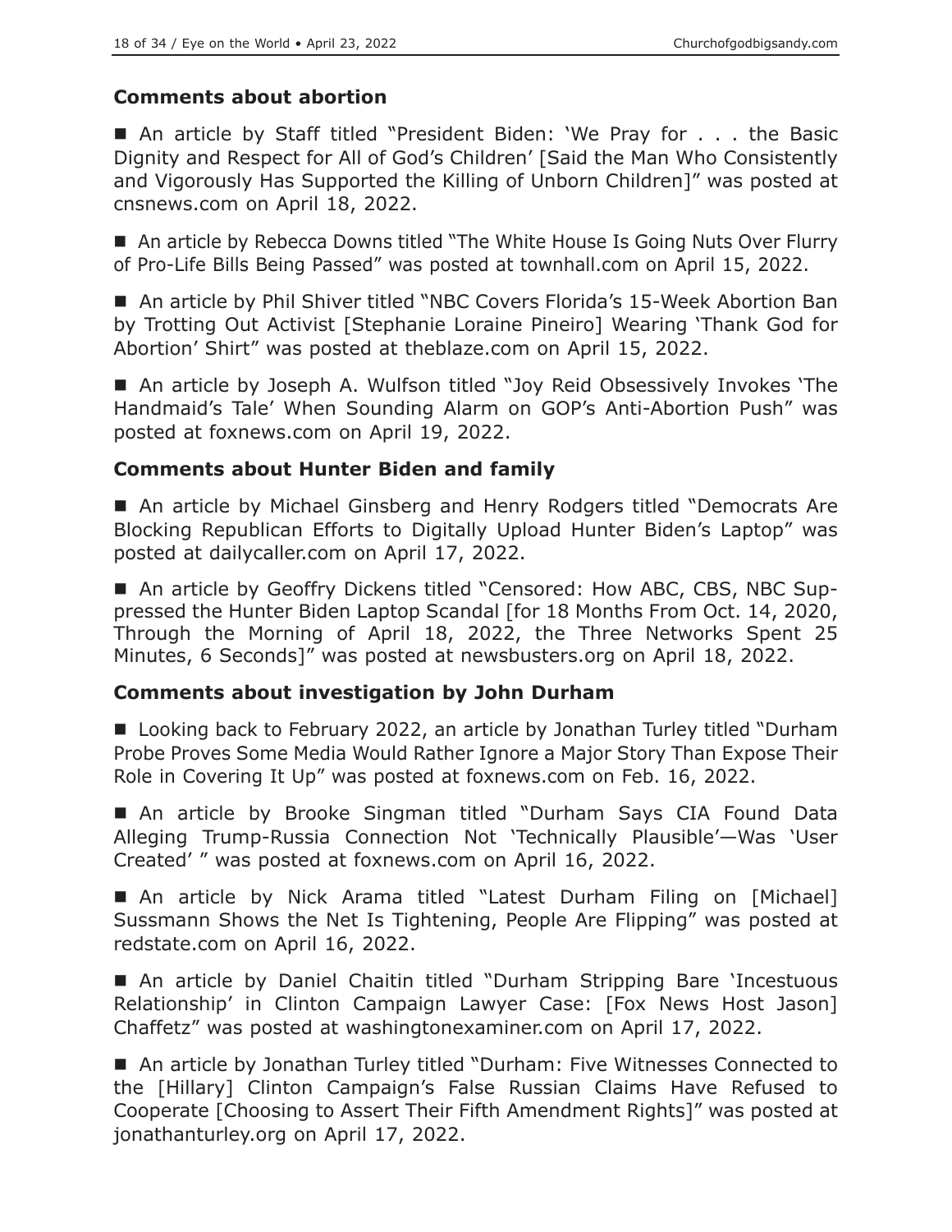## Comments about abortion

■ An article by Staff titled "President Biden: 'We Pray for . . . the Basic Dignity and Respect for All of God's Children' [Said the Man Who Consistently and Vigorously Has Supported the Killing of Unborn Children]" was posted at cnsnews.com on April 18, 2022.

■ An article by Rebecca Downs titled "The White House Is Going Nuts Over Flurry of Pro-Life Bills Being Passed" was posted at townhall.com on April 15, 2022.

■ An article by Phil Shiver titled "NBC Covers Florida's 15-Week Abortion Ban by Trotting Out Activist [Stephanie Loraine Pineiro] Wearing 'Thank God for Abortion' Shirt" was posted at theblaze.com on April 15, 2022.

■ An article by Joseph A. Wulfson titled "Joy Reid Obsessively Invokes 'The Handmaid's Tale' When Sounding Alarm on GOP's Anti-Abortion Push" was posted at foxnews.com on April 19, 2022.

## Comments about Hunter Biden and family

■ An article by Michael Ginsberg and Henry Rodgers titled "Democrats Are Blocking Republican Efforts to Digitally Upload Hunter Biden's Laptop" was posted at dailycaller.com on April 17, 2022.

■ An article by Geoffry Dickens titled "Censored: How ABC, CBS, NBC Suppressed the Hunter Biden Laptop Scandal [for 18 Months From Oct. 14, 2020, Through the Morning of April 18, 2022, the Three Networks Spent 25 Minutes, 6 Seconds]" was posted at newsbusters.org on April 18, 2022.

## Comments about investigation by John Durham

■ Looking back to February 2022, an article by Jonathan Turley titled "Durham Probe Proves Some Media Would Rather Ignore a Major Story Than Expose Their Role in Covering It Up" was posted at foxnews.com on Feb. 16, 2022.

■ An article by Brooke Singman titled "Durham Says CIA Found Data Alleging Trump-Russia Connection Not 'Technically Plausible'—Was 'User Created' " was posted at foxnews.com on April 16, 2022.

■ An article by Nick Arama titled "Latest Durham Filing on [Michael] Sussmann Shows the Net Is Tightening, People Are Flipping" was posted at redstate.com on April 16, 2022.

■ An article by Daniel Chaitin titled "Durham Stripping Bare 'Incestuous Relationship' in Clinton Campaign Lawyer Case: [Fox News Host Jason] Chaffetz" was posted at washingtonexaminer.com on April 17, 2022.

■ An article by Jonathan Turley titled "Durham: Five Witnesses Connected to the [Hillary] Clinton Campaign's False Russian Claims Have Refused to Cooperate [Choosing to Assert Their Fifth Amendment Rights]" was posted at jonathanturley.org on April 17, 2022.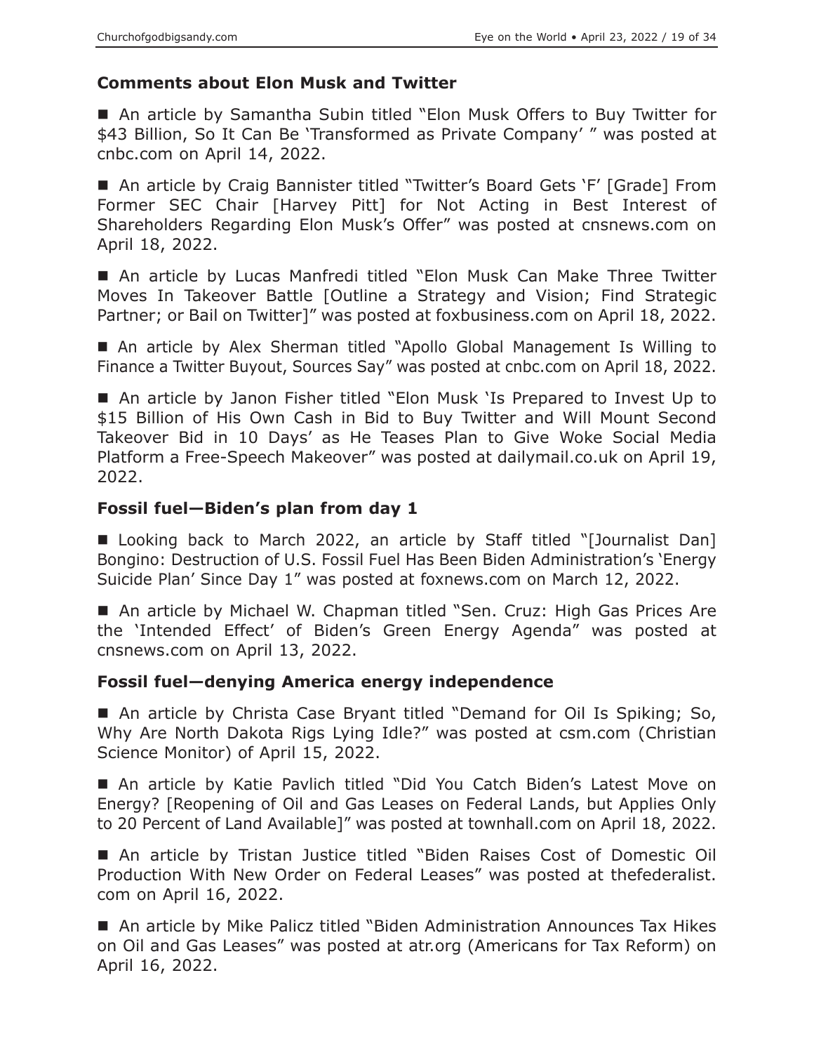### Comments about Elon Musk and Twitter

- An article by Samantha Subin titled "Elon Musk Offers to Buy Twitter for $43 Billion, So It Can Be 'Transformed as Private Company' " was posted at cnbc.com on April 14, 2022.

- An article by Craig Bannister titled "Twitter's Board Gets 'F' [Grade] From Former SEC Chair [Harvey Pitt] for Not Acting in Best Interest of Shareholders Regarding Elon Musk's Offer" was posted at cnsnews.com on April 18, 2022.

- An article by Lucas Manfredi titled "Elon Musk Can Make Three Twitter Moves In Takeover Battle [Outline a Strategy and Vision; Find Strategic Partner; or Bail on Twitter]" was posted at foxbusiness.com on April 18, 2022.

- An article by Alex Sherman titled "Apollo Global Management Is Willing to Finance a Twitter Buyout, Sources Say" was posted at cnbc.com on April 18, 2022.

- An article by Janon Fisher titled "Elon Musk 'Is Prepared to Invest Up to $15 Billion of His Own Cash in Bid to Buy Twitter and Will Mount Second Takeover Bid in 10 Days' as He Teases Plan to Give Woke Social Media Platform a Free-Speech Makeover" was posted at dailymail.co.uk on April 19, 2022.

### Fossil fuel—Biden's plan from day 1

- Looking back to March 2022, an article by Staff titled "[Journalist Dan] Bongino: Destruction of U.S. Fossil Fuel Has Been Biden Administration's 'Energy Suicide Plan' Since Day 1" was posted at foxnews.com on March 12, 2022.

- An article by Michael W. Chapman titled "Sen. Cruz: High Gas Prices Are the 'Intended Effect' of Biden's Green Energy Agenda" was posted at cnsnews.com on April 13, 2022.

### Fossil fuel—denying America energy independence

- An article by Christa Case Bryant titled "Demand for Oil Is Spiking; So, Why Are North Dakota Rigs Lying Idle?" was posted at csm.com (Christian Science Monitor) of April 15, 2022.

- An article by Katie Pavlich titled "Did You Catch Biden's Latest Move on Energy? [Reopening of Oil and Gas Leases on Federal Lands, but Applies Only to 20 Percent of Land Available]" was posted at townhall.com on April 18, 2022.

- An article by Tristan Justice titled "Biden Raises Cost of Domestic Oil Production With New Order on Federal Leases" was posted at thefederalist.com on April 16, 2022.

- An article by Mike Palicz titled "Biden Administration Announces Tax Hikes on Oil and Gas Leases" was posted at atr.org (Americans for Tax Reform) on April 16, 2022.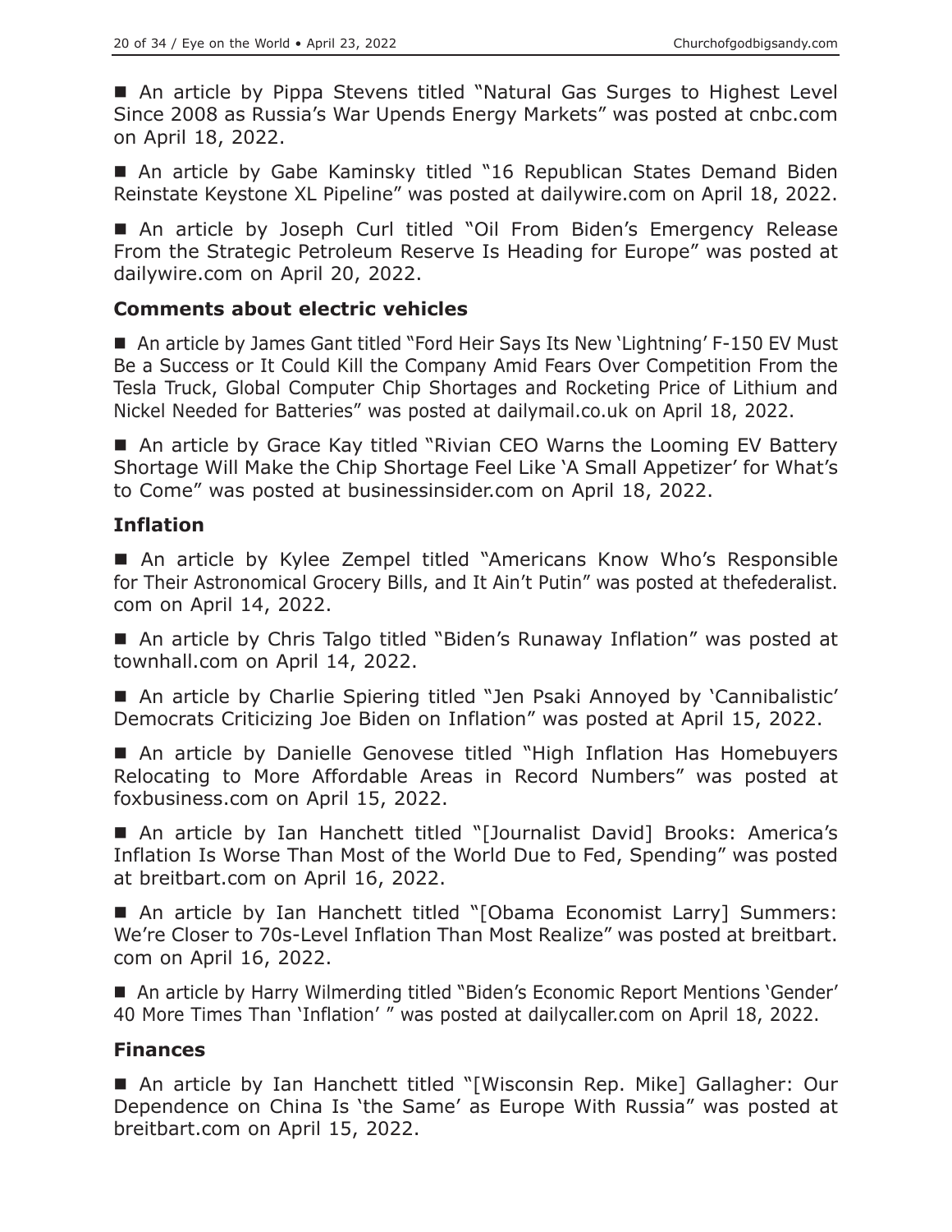■ An article by Pippa Stevens titled "Natural Gas Surges to Highest Level Since 2008 as Russia's War Upends Energy Markets" was posted at cnbc.com on April 18, 2022.

■ An article by Gabe Kaminsky titled "16 Republican States Demand Biden Reinstate Keystone XL Pipeline" was posted at dailywire.com on April 18, 2022.

■ An article by Joseph Curl titled "Oil From Biden's Emergency Release From the Strategic Petroleum Reserve Is Heading for Europe" was posted at dailywire.com on April 20, 2022.

### Comments about electric vehicles

■ An article by James Gant titled "Ford Heir Says Its New 'Lightning' F-150 EV Must Be a Success or It Could Kill the Company Amid Fears Over Competition From the Tesla Truck, Global Computer Chip Shortages and Rocketing Price of Lithium and Nickel Needed for Batteries" was posted at dailymail.co.uk on April 18, 2022.

■ An article by Grace Kay titled "Rivian CEO Warns the Looming EV Battery Shortage Will Make the Chip Shortage Feel Like 'A Small Appetizer' for What's to Come" was posted at businessinsider.com on April 18, 2022.

### Inflation

■ An article by Kylee Zempel titled "Americans Know Who's Responsible for Their Astronomical Grocery Bills, and It Ain't Putin" was posted at thefederalist.com on April 14, 2022.

■ An article by Chris Talgo titled "Biden's Runaway Inflation" was posted at townhall.com on April 14, 2022.

■ An article by Charlie Spiering titled "Jen Psaki Annoyed by 'Cannibalistic' Democrats Criticizing Joe Biden on Inflation" was posted at April 15, 2022.

■ An article by Danielle Genovese titled "High Inflation Has Homebuyers Relocating to More Affordable Areas in Record Numbers" was posted at foxbusiness.com on April 15, 2022.

■ An article by Ian Hanchett titled "[Journalist David] Brooks: America's Inflation Is Worse Than Most of the World Due to Fed, Spending" was posted at breitbart.com on April 16, 2022.

■ An article by Ian Hanchett titled "[Obama Economist Larry] Summers: We're Closer to 70s-Level Inflation Than Most Realize" was posted at breitbart.com on April 16, 2022.

■ An article by Harry Wilmerding titled "Biden's Economic Report Mentions 'Gender' 40 More Times Than 'Inflation' " was posted at dailycaller.com on April 18, 2022.

### Finances

■ An article by Ian Hanchett titled "[Wisconsin Rep. Mike] Gallagher: Our Dependence on China Is 'the Same' as Europe With Russia" was posted at breitbart.com on April 15, 2022.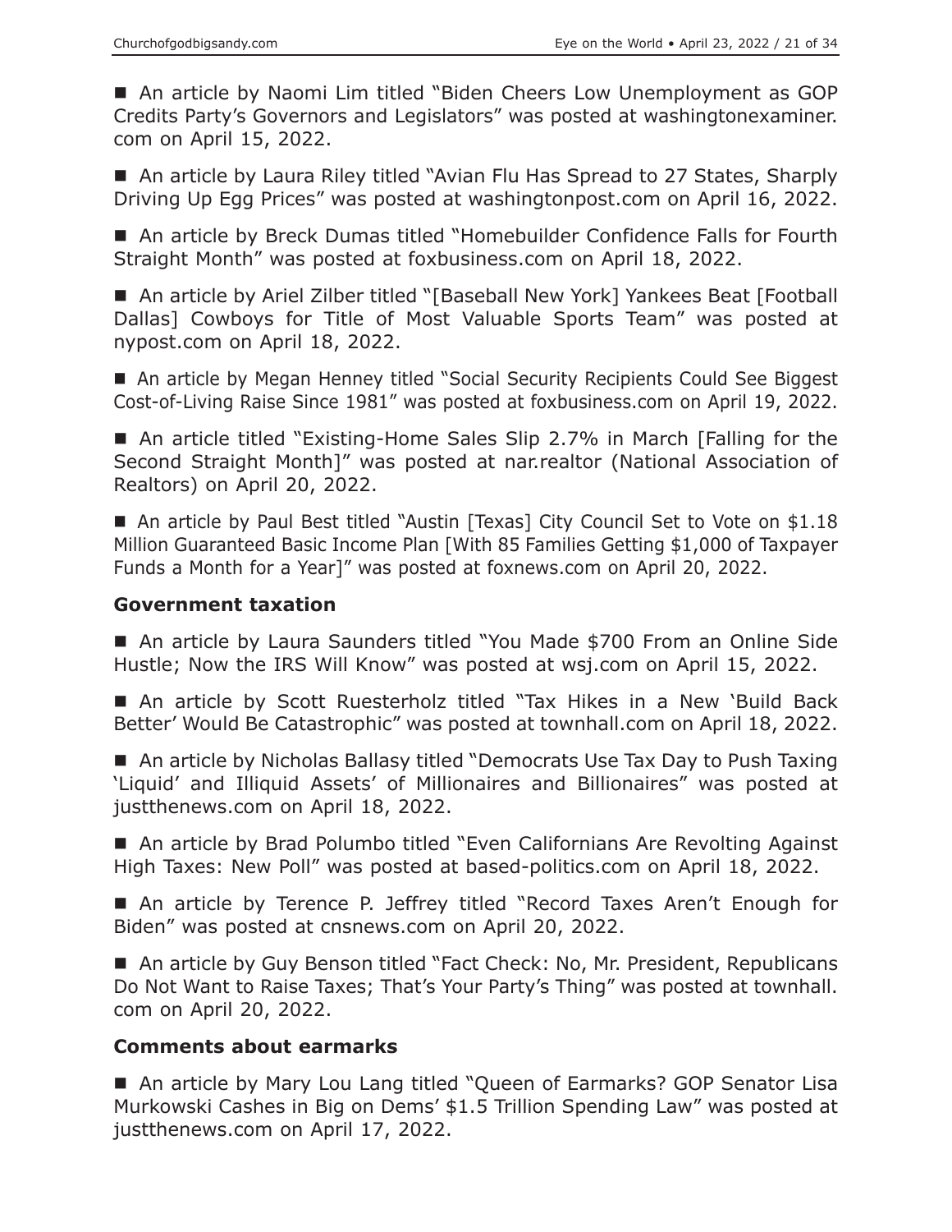■ An article by Naomi Lim titled "Biden Cheers Low Unemployment as GOP Credits Party's Governors and Legislators" was posted at washingtonexaminer.com on April 15, 2022.

■ An article by Laura Riley titled "Avian Flu Has Spread to 27 States, Sharply Driving Up Egg Prices" was posted at washingtonpost.com on April 16, 2022.

■ An article by Breck Dumas titled "Homebuilder Confidence Falls for Fourth Straight Month" was posted at foxbusiness.com on April 18, 2022.

■ An article by Ariel Zilber titled "[Baseball New York] Yankees Beat [Football Dallas] Cowboys for Title of Most Valuable Sports Team" was posted at nypost.com on April 18, 2022.

■ An article by Megan Henney titled "Social Security Recipients Could See Biggest Cost-of-Living Raise Since 1981" was posted at foxbusiness.com on April 19, 2022.

■ An article titled "Existing-Home Sales Slip 2.7% in March [Falling for the Second Straight Month]" was posted at nar.realtor (National Association of Realtors) on April 20, 2022.

■ An article by Paul Best titled "Austin [Texas] City Council Set to Vote on $1.18 Million Guaranteed Basic Income Plan [With 85 Families Getting $1,000 of Taxpayer Funds a Month for a Year]" was posted at foxnews.com on April 20, 2022.

### Government taxation

■ An article by Laura Saunders titled "You Made $700 From an Online Side Hustle; Now the IRS Will Know" was posted at wsj.com on April 15, 2022.

■ An article by Scott Ruesterholz titled "Tax Hikes in a New 'Build Back Better' Would Be Catastrophic" was posted at townhall.com on April 18, 2022.

■ An article by Nicholas Ballasy titled "Democrats Use Tax Day to Push Taxing 'Liquid' and Illiquid Assets' of Millionaires and Billionaires" was posted at justthenews.com on April 18, 2022.

■ An article by Brad Polumbo titled "Even Californians Are Revolting Against High Taxes: New Poll" was posted at based-politics.com on April 18, 2022.

■ An article by Terence P. Jeffrey titled "Record Taxes Aren't Enough for Biden" was posted at cnsnews.com on April 20, 2022.

■ An article by Guy Benson titled "Fact Check: No, Mr. President, Republicans Do Not Want to Raise Taxes; That's Your Party's Thing" was posted at townhall.com on April 20, 2022.

### Comments about earmarks

■ An article by Mary Lou Lang titled "Queen of Earmarks? GOP Senator Lisa Murkowski Cashes in Big on Dems' $1.5 Trillion Spending Law" was posted at justthenews.com on April 17, 2022.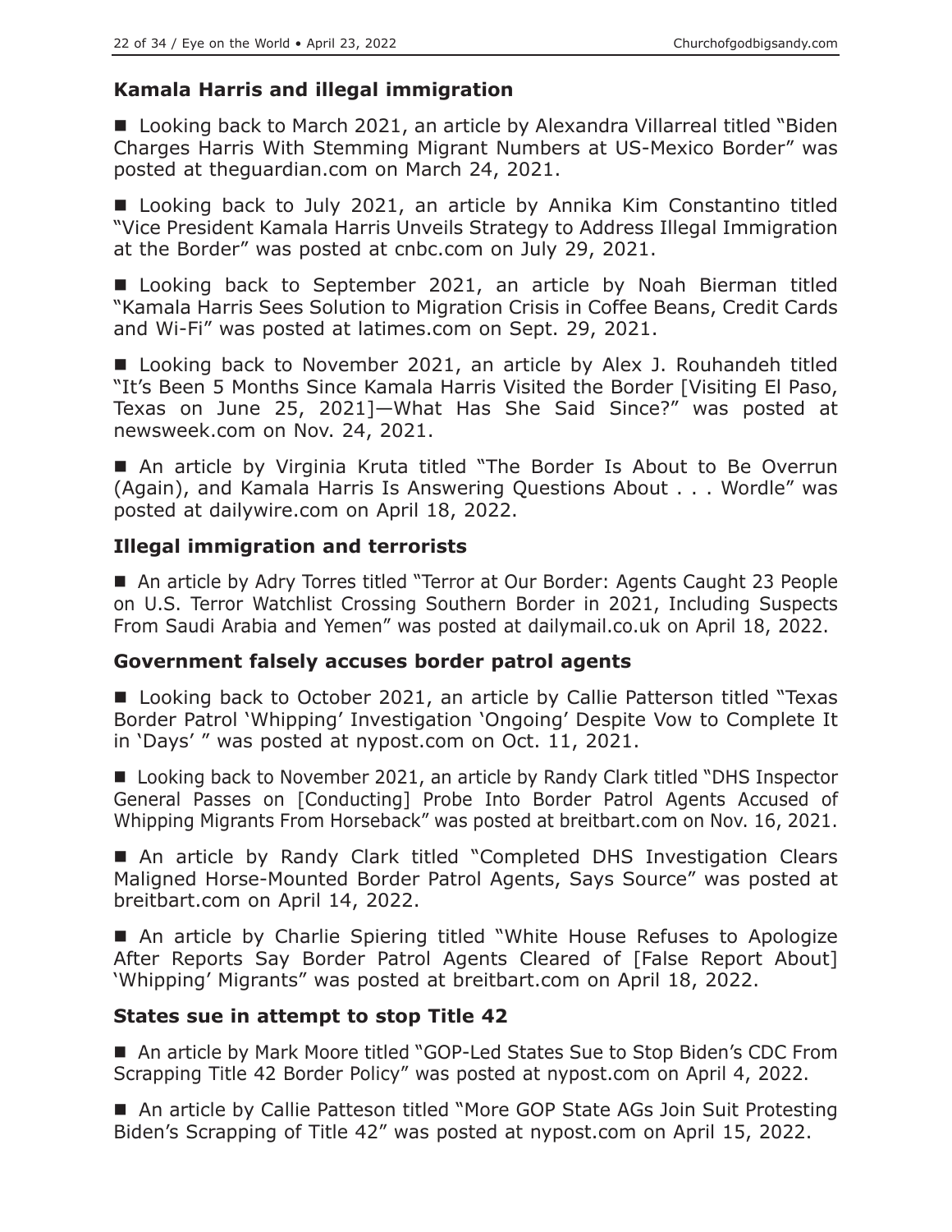### Kamala Harris and illegal immigration

■ Looking back to March 2021, an article by Alexandra Villarreal titled "Biden Charges Harris With Stemming Migrant Numbers at US-Mexico Border" was posted at theguardian.com on March 24, 2021.

■ Looking back to July 2021, an article by Annika Kim Constantino titled "Vice President Kamala Harris Unveils Strategy to Address Illegal Immigration at the Border" was posted at cnbc.com on July 29, 2021.

■ Looking back to September 2021, an article by Noah Bierman titled "Kamala Harris Sees Solution to Migration Crisis in Coffee Beans, Credit Cards and Wi-Fi" was posted at latimes.com on Sept. 29, 2021.

■ Looking back to November 2021, an article by Alex J. Rouhandeh titled "It's Been 5 Months Since Kamala Harris Visited the Border [Visiting El Paso, Texas on June 25, 2021]—What Has She Said Since?" was posted at newsweek.com on Nov. 24, 2021.

■ An article by Virginia Kruta titled "The Border Is About to Be Overrun (Again), and Kamala Harris Is Answering Questions About . . . Wordle" was posted at dailywire.com on April 18, 2022.

### Illegal immigration and terrorists

■ An article by Adry Torres titled "Terror at Our Border: Agents Caught 23 People on U.S. Terror Watchlist Crossing Southern Border in 2021, Including Suspects From Saudi Arabia and Yemen" was posted at dailymail.co.uk on April 18, 2022.

### Government falsely accuses border patrol agents

■ Looking back to October 2021, an article by Callie Patterson titled "Texas Border Patrol 'Whipping' Investigation 'Ongoing' Despite Vow to Complete It in 'Days' " was posted at nypost.com on Oct. 11, 2021.

■ Looking back to November 2021, an article by Randy Clark titled "DHS Inspector General Passes on [Conducting] Probe Into Border Patrol Agents Accused of Whipping Migrants From Horseback" was posted at breitbart.com on Nov. 16, 2021.

■ An article by Randy Clark titled "Completed DHS Investigation Clears Maligned Horse-Mounted Border Patrol Agents, Says Source" was posted at breitbart.com on April 14, 2022.

■ An article by Charlie Spiering titled "White House Refuses to Apologize After Reports Say Border Patrol Agents Cleared of [False Report About] 'Whipping' Migrants" was posted at breitbart.com on April 18, 2022.

### States sue in attempt to stop Title 42

■ An article by Mark Moore titled "GOP-Led States Sue to Stop Biden's CDC From Scrapping Title 42 Border Policy" was posted at nypost.com on April 4, 2022.

■ An article by Callie Patteson titled "More GOP State AGs Join Suit Protesting Biden's Scrapping of Title 42" was posted at nypost.com on April 15, 2022.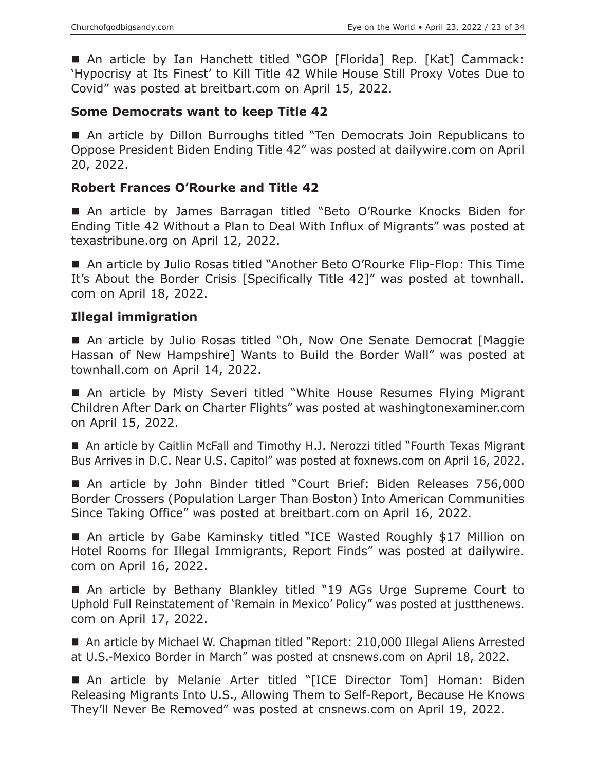■ An article by Ian Hanchett titled "GOP [Florida] Rep. [Kat] Cammack: 'Hypocrisy at Its Finest' to Kill Title 42 While House Still Proxy Votes Due to Covid" was posted at breitbart.com on April 15, 2022.

### Some Democrats want to keep Title 42

■ An article by Dillon Burroughs titled "Ten Democrats Join Republicans to Oppose President Biden Ending Title 42" was posted at dailywire.com on April 20, 2022.

### Robert Frances O'Rourke and Title 42

■ An article by James Barragan titled "Beto O'Rourke Knocks Biden for Ending Title 42 Without a Plan to Deal With Influx of Migrants" was posted at texastribune.org on April 12, 2022.

■ An article by Julio Rosas titled "Another Beto O'Rourke Flip-Flop: This Time It's About the Border Crisis [Specifically Title 42]" was posted at townhall.com on April 18, 2022.

### Illegal immigration

■ An article by Julio Rosas titled "Oh, Now One Senate Democrat [Maggie Hassan of New Hampshire] Wants to Build the Border Wall" was posted at townhall.com on April 14, 2022.

■ An article by Misty Severi titled "White House Resumes Flying Migrant Children After Dark on Charter Flights" was posted at washingtonexaminer.com on April 15, 2022.

■ An article by Caitlin McFall and Timothy H.J. Nerozzi titled "Fourth Texas Migrant Bus Arrives in D.C. Near U.S. Capitol" was posted at foxnews.com on April 16, 2022.

■ An article by John Binder titled "Court Brief: Biden Releases 756,000 Border Crossers (Population Larger Than Boston) Into American Communities Since Taking Office" was posted at breitbart.com on April 16, 2022.

■ An article by Gabe Kaminsky titled "ICE Wasted Roughly $17 Million on Hotel Rooms for Illegal Immigrants, Report Finds" was posted at dailywire.com on April 16, 2022.

■ An article by Bethany Blankley titled "19 AGs Urge Supreme Court to Uphold Full Reinstatement of 'Remain in Mexico' Policy" was posted at justthenews.com on April 17, 2022.

■ An article by Michael W. Chapman titled "Report: 210,000 Illegal Aliens Arrested at U.S.-Mexico Border in March" was posted at cnsnews.com on April 18, 2022.

■ An article by Melanie Arter titled "[ICE Director Tom] Homan: Biden Releasing Migrants Into U.S., Allowing Them to Self-Report, Because He Knows They'll Never Be Removed" was posted at cnsnews.com on April 19, 2022.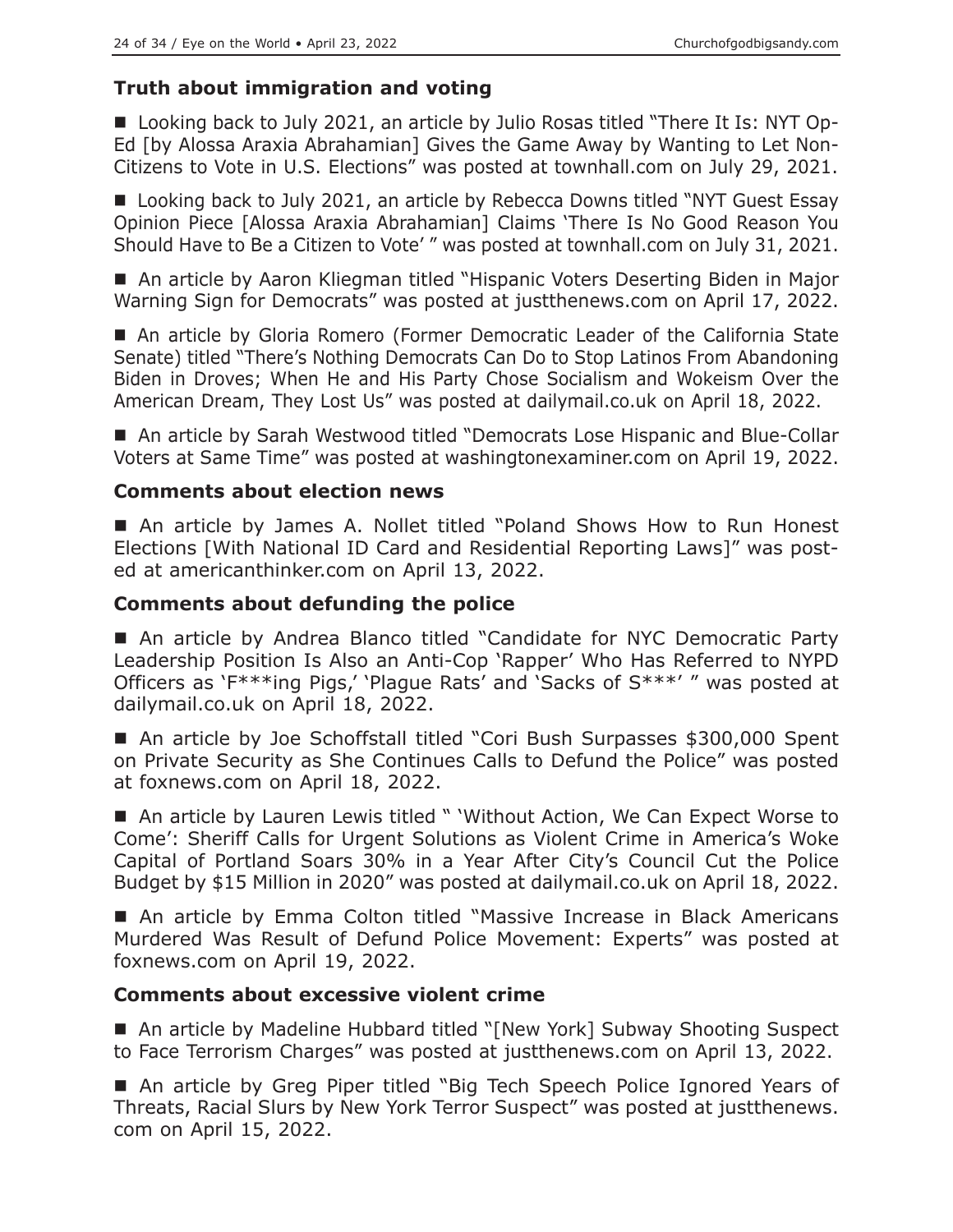### Truth about immigration and voting

- Looking back to July 2021, an article by Julio Rosas titled "There It Is: NYT Op-Ed [by Alossa Araxia Abrahamian] Gives the Game Away by Wanting to Let Non-Citizens to Vote in U.S. Elections" was posted at townhall.com on July 29, 2021.

- Looking back to July 2021, an article by Rebecca Downs titled "NYT Guest Essay Opinion Piece [Alossa Araxia Abrahamian] Claims 'There Is No Good Reason You Should Have to Be a Citizen to Vote' " was posted at townhall.com on July 31, 2021.

- An article by Aaron Kliegman titled "Hispanic Voters Deserting Biden in Major Warning Sign for Democrats" was posted at justthenews.com on April 17, 2022.

- An article by Gloria Romero (Former Democratic Leader of the California State Senate) titled "There's Nothing Democrats Can Do to Stop Latinos From Abandoning Biden in Droves; When He and His Party Chose Socialism and Wokeism Over the American Dream, They Lost Us" was posted at dailymail.co.uk on April 18, 2022.

- An article by Sarah Westwood titled "Democrats Lose Hispanic and Blue-Collar Voters at Same Time" was posted at washingtonexaminer.com on April 19, 2022.

### Comments about election news

- An article by James A. Nollet titled "Poland Shows How to Run Honest Elections [With National ID Card and Residential Reporting Laws]" was posted at americanthinker.com on April 13, 2022.

### Comments about defunding the police

- An article by Andrea Blanco titled "Candidate for NYC Democratic Party Leadership Position Is Also an Anti-Cop 'Rapper' Who Has Referred to NYPD Officers as 'F***ing Pigs,' 'Plague Rats' and 'Sacks of S***' " was posted at dailymail.co.uk on April 18, 2022.

- An article by Joe Schoffstall titled "Cori Bush Surpasses $300,000 Spent on Private Security as She Continues Calls to Defund the Police" was posted at foxnews.com on April 18, 2022.

- An article by Lauren Lewis titled " 'Without Action, We Can Expect Worse to Come': Sheriff Calls for Urgent Solutions as Violent Crime in America's Woke Capital of Portland Soars 30% in a Year After City's Council Cut the Police Budget by $15 Million in 2020" was posted at dailymail.co.uk on April 18, 2022.

- An article by Emma Colton titled "Massive Increase in Black Americans Murdered Was Result of Defund Police Movement: Experts" was posted at foxnews.com on April 19, 2022.

### Comments about excessive violent crime

- An article by Madeline Hubbard titled "[New York] Subway Shooting Suspect to Face Terrorism Charges" was posted at justthenews.com on April 13, 2022.

- An article by Greg Piper titled "Big Tech Speech Police Ignored Years of Threats, Racial Slurs by New York Terror Suspect" was posted at justthenews.com on April 15, 2022.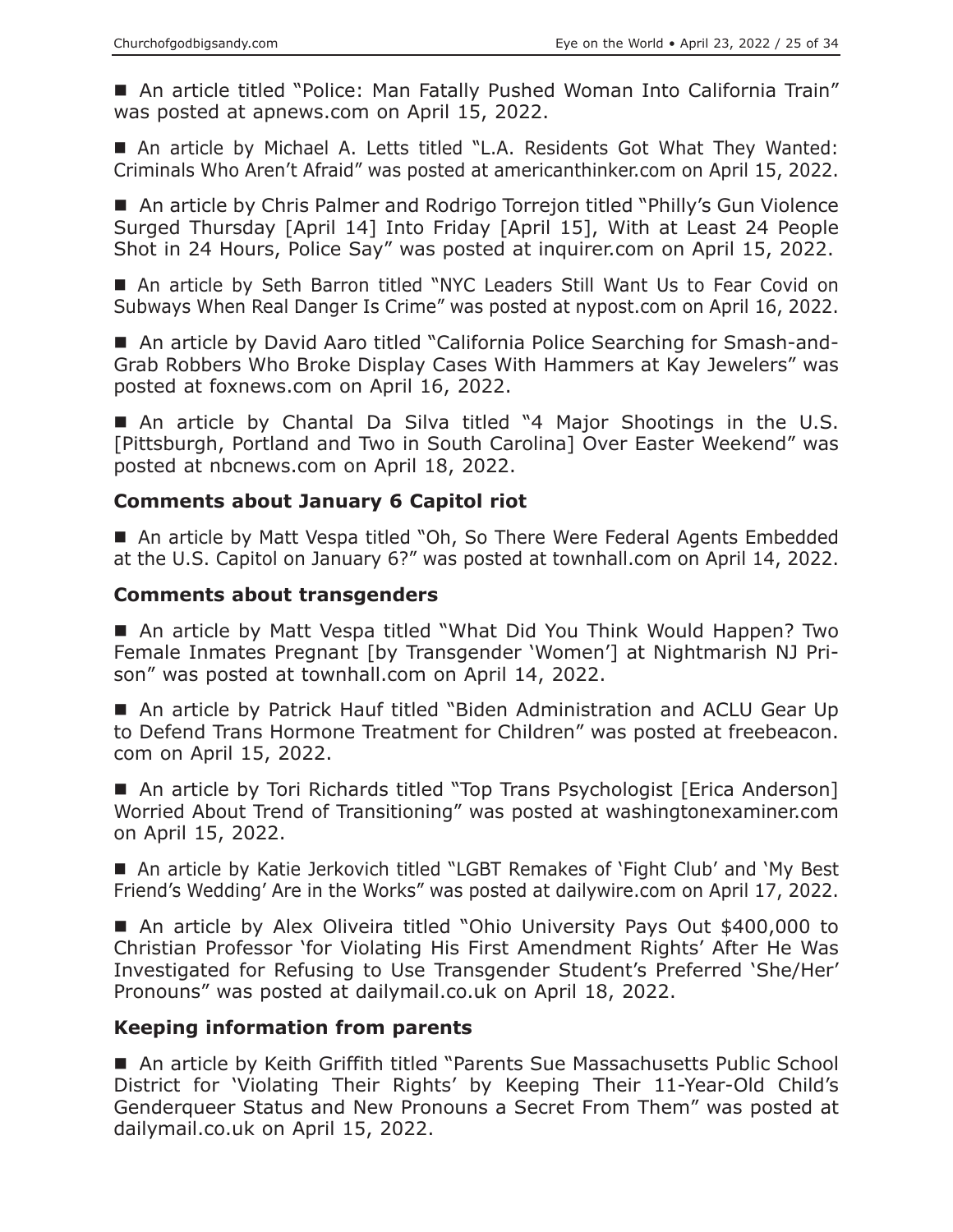■ An article titled "Police: Man Fatally Pushed Woman Into California Train" was posted at apnews.com on April 15, 2022.

■ An article by Michael A. Letts titled "L.A. Residents Got What They Wanted: Criminals Who Aren't Afraid" was posted at americanthinker.com on April 15, 2022.

■ An article by Chris Palmer and Rodrigo Torrejon titled "Philly's Gun Violence Surged Thursday [April 14] Into Friday [April 15], With at Least 24 People Shot in 24 Hours, Police Say" was posted at inquirer.com on April 15, 2022.

■ An article by Seth Barron titled "NYC Leaders Still Want Us to Fear Covid on Subways When Real Danger Is Crime" was posted at nypost.com on April 16, 2022.

■ An article by David Aaro titled "California Police Searching for Smash-and-Grab Robbers Who Broke Display Cases With Hammers at Kay Jewelers" was posted at foxnews.com on April 16, 2022.

■ An article by Chantal Da Silva titled "4 Major Shootings in the U.S. [Pittsburgh, Portland and Two in South Carolina] Over Easter Weekend" was posted at nbcnews.com on April 18, 2022.

### Comments about January 6 Capitol riot

■ An article by Matt Vespa titled "Oh, So There Were Federal Agents Embedded at the U.S. Capitol on January 6?" was posted at townhall.com on April 14, 2022.

### Comments about transgenders

■ An article by Matt Vespa titled "What Did You Think Would Happen? Two Female Inmates Pregnant [by Transgender 'Women'] at Nightmarish NJ Prison" was posted at townhall.com on April 14, 2022.

■ An article by Patrick Hauf titled "Biden Administration and ACLU Gear Up to Defend Trans Hormone Treatment for Children" was posted at freebeacon.com on April 15, 2022.

■ An article by Tori Richards titled "Top Trans Psychologist [Erica Anderson] Worried About Trend of Transitioning" was posted at washingtonexaminer.com on April 15, 2022.

■ An article by Katie Jerkovich titled "LGBT Remakes of 'Fight Club' and 'My Best Friend's Wedding' Are in the Works" was posted at dailywire.com on April 17, 2022.

■ An article by Alex Oliveira titled "Ohio University Pays Out $400,000 to Christian Professor 'for Violating His First Amendment Rights' After He Was Investigated for Refusing to Use Transgender Student's Preferred 'She/Her' Pronouns" was posted at dailymail.co.uk on April 18, 2022.

### Keeping information from parents

■ An article by Keith Griffith titled "Parents Sue Massachusetts Public School District for 'Violating Their Rights' by Keeping Their 11-Year-Old Child's Genderqueer Status and New Pronouns a Secret From Them" was posted at dailymail.co.uk on April 15, 2022.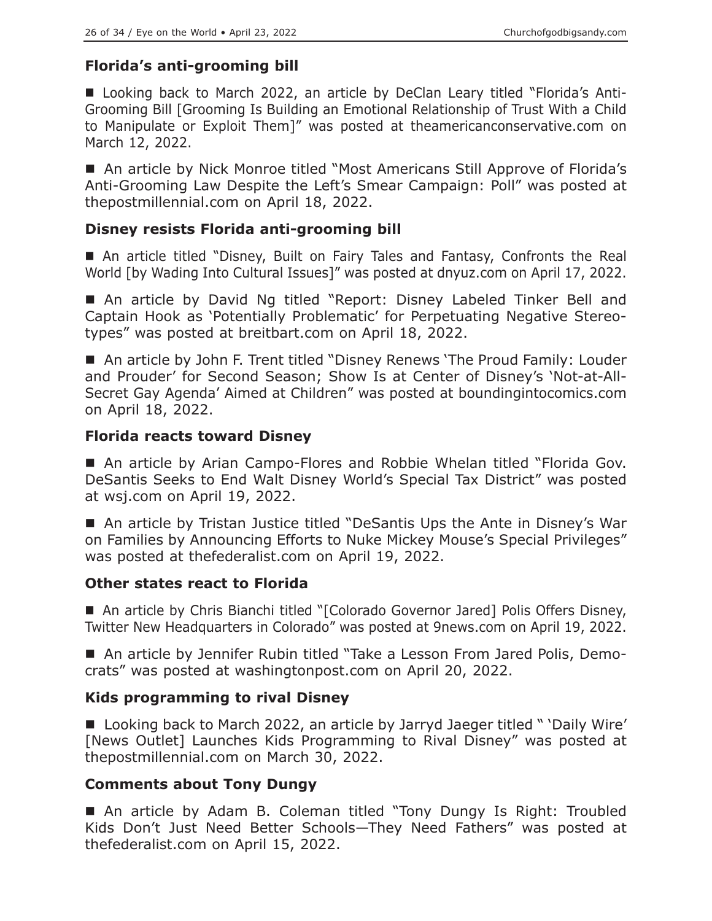### Florida's anti-grooming bill

■ Looking back to March 2022, an article by DeClan Leary titled "Florida's Anti-Grooming Bill [Grooming Is Building an Emotional Relationship of Trust With a Child to Manipulate or Exploit Them]" was posted at theamericanconservative.com on March 12, 2022.

■ An article by Nick Monroe titled "Most Americans Still Approve of Florida's Anti-Grooming Law Despite the Left's Smear Campaign: Poll" was posted at thepostmillennial.com on April 18, 2022.

### Disney resists Florida anti-grooming bill

■ An article titled "Disney, Built on Fairy Tales and Fantasy, Confronts the Real World [by Wading Into Cultural Issues]" was posted at dnyuz.com on April 17, 2022.

■ An article by David Ng titled "Report: Disney Labeled Tinker Bell and Captain Hook as 'Potentially Problematic' for Perpetuating Negative Stereotypes" was posted at breitbart.com on April 18, 2022.

■ An article by John F. Trent titled "Disney Renews 'The Proud Family: Louder and Prouder' for Second Season; Show Is at Center of Disney's 'Not-at-All-Secret Gay Agenda' Aimed at Children" was posted at boundingintocomics.com on April 18, 2022.

### Florida reacts toward Disney

■ An article by Arian Campo-Flores and Robbie Whelan titled "Florida Gov. DeSantis Seeks to End Walt Disney World's Special Tax District" was posted at wsj.com on April 19, 2022.

■ An article by Tristan Justice titled "DeSantis Ups the Ante in Disney's War on Families by Announcing Efforts to Nuke Mickey Mouse's Special Privileges" was posted at thefederalist.com on April 19, 2022.

### Other states react to Florida

■ An article by Chris Bianchi titled "[Colorado Governor Jared] Polis Offers Disney, Twitter New Headquarters in Colorado" was posted at 9news.com on April 19, 2022.

■ An article by Jennifer Rubin titled "Take a Lesson From Jared Polis, Democrats" was posted at washingtonpost.com on April 20, 2022.

### Kids programming to rival Disney

■ Looking back to March 2022, an article by Jarryd Jaeger titled " 'Daily Wire' [News Outlet] Launches Kids Programming to Rival Disney" was posted at thepostmillennial.com on March 30, 2022.

### Comments about Tony Dungy

■ An article by Adam B. Coleman titled "Tony Dungy Is Right: Troubled Kids Don't Just Need Better Schools—They Need Fathers" was posted at thefederalist.com on April 15, 2022.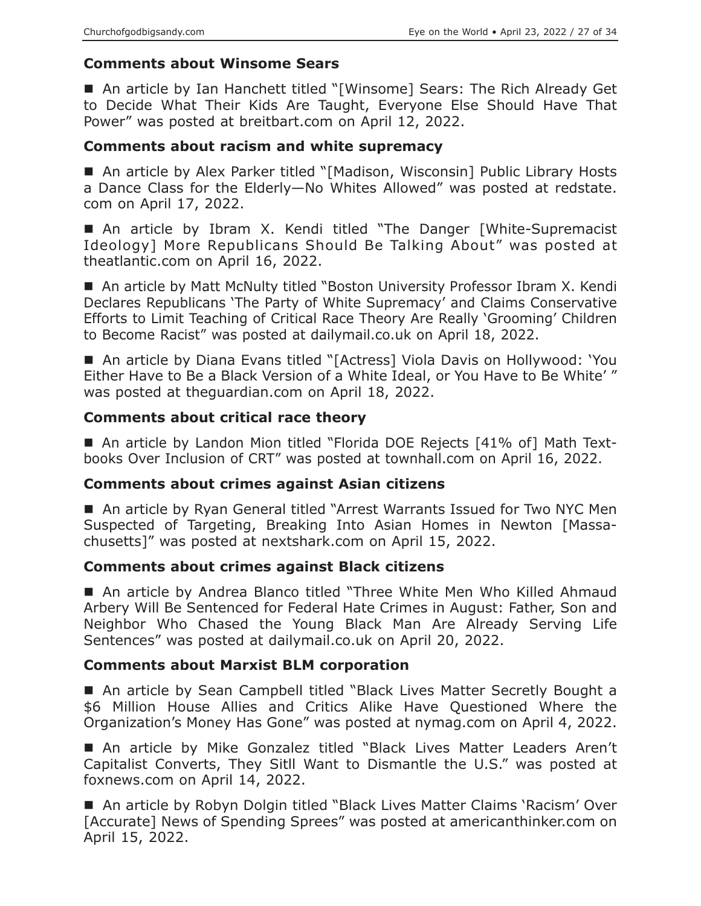### Comments about Winsome Sears

■ An article by Ian Hanchett titled "[Winsome] Sears: The Rich Already Get to Decide What Their Kids Are Taught, Everyone Else Should Have That Power" was posted at breitbart.com on April 12, 2022.

### Comments about racism and white supremacy

■ An article by Alex Parker titled "[Madison, Wisconsin] Public Library Hosts a Dance Class for the Elderly—No Whites Allowed" was posted at redstate.com on April 17, 2022.

■ An article by Ibram X. Kendi titled "The Danger [White-Supremacist Ideology] More Republicans Should Be Talking About" was posted at theatlantic.com on April 16, 2022.

■ An article by Matt McNulty titled "Boston University Professor Ibram X. Kendi Declares Republicans 'The Party of White Supremacy' and Claims Conservative Efforts to Limit Teaching of Critical Race Theory Are Really 'Grooming' Children to Become Racist" was posted at dailymail.co.uk on April 18, 2022.

■ An article by Diana Evans titled "[Actress] Viola Davis on Hollywood: 'You Either Have to Be a Black Version of a White Ideal, or You Have to Be White' " was posted at theguardian.com on April 18, 2022.

### Comments about critical race theory

■ An article by Landon Mion titled "Florida DOE Rejects [41% of] Math Textbooks Over Inclusion of CRT" was posted at townhall.com on April 16, 2022.

### Comments about crimes against Asian citizens

■ An article by Ryan General titled "Arrest Warrants Issued for Two NYC Men Suspected of Targeting, Breaking Into Asian Homes in Newton [Massachusetts]" was posted at nextshark.com on April 15, 2022.

### Comments about crimes against Black citizens

■ An article by Andrea Blanco titled "Three White Men Who Killed Ahmaud Arbery Will Be Sentenced for Federal Hate Crimes in August: Father, Son and Neighbor Who Chased the Young Black Man Are Already Serving Life Sentences" was posted at dailymail.co.uk on April 20, 2022.

### Comments about Marxist BLM corporation

■ An article by Sean Campbell titled "Black Lives Matter Secretly Bought a $6 Million House Allies and Critics Alike Have Questioned Where the Organization's Money Has Gone" was posted at nymag.com on April 4, 2022.

■ An article by Mike Gonzalez titled "Black Lives Matter Leaders Aren't Capitalist Converts, They Sitll Want to Dismantle the U.S." was posted at foxnews.com on April 14, 2022.

■ An article by Robyn Dolgin titled "Black Lives Matter Claims 'Racism' Over [Accurate] News of Spending Sprees" was posted at americanthinker.com on April 15, 2022.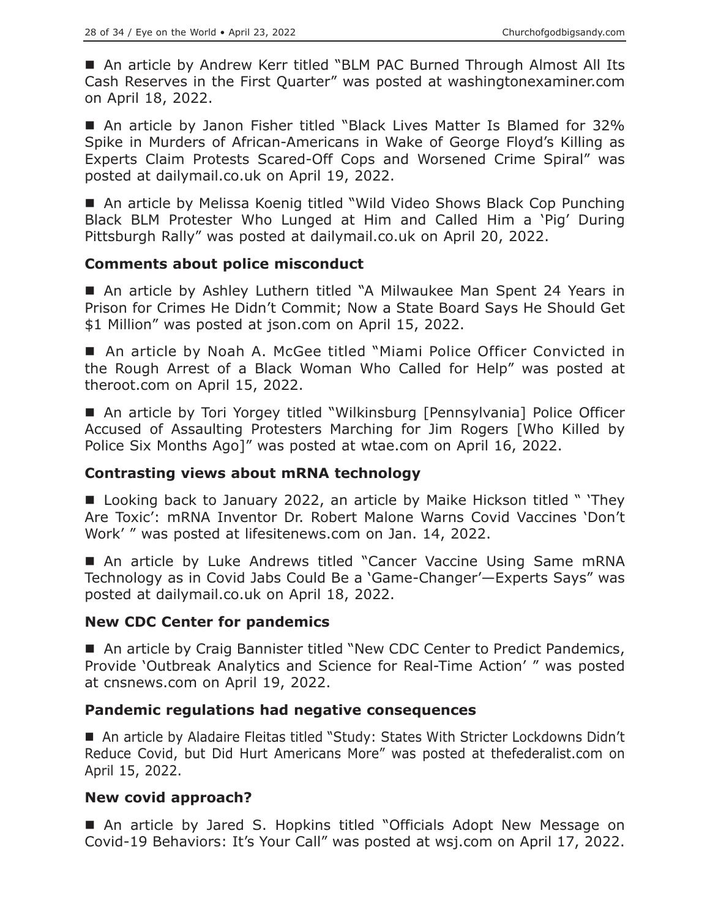■ An article by Andrew Kerr titled "BLM PAC Burned Through Almost All Its Cash Reserves in the First Quarter" was posted at washingtonexaminer.com on April 18, 2022.

■ An article by Janon Fisher titled "Black Lives Matter Is Blamed for 32% Spike in Murders of African-Americans in Wake of George Floyd's Killing as Experts Claim Protests Scared-Off Cops and Worsened Crime Spiral" was posted at dailymail.co.uk on April 19, 2022.

■ An article by Melissa Koenig titled "Wild Video Shows Black Cop Punching Black BLM Protester Who Lunged at Him and Called Him a 'Pig' During Pittsburgh Rally" was posted at dailymail.co.uk on April 20, 2022.

### Comments about police misconduct

■ An article by Ashley Luthern titled "A Milwaukee Man Spent 24 Years in Prison for Crimes He Didn't Commit; Now a State Board Says He Should Get $1 Million" was posted at json.com on April 15, 2022.

■ An article by Noah A. McGee titled "Miami Police Officer Convicted in the Rough Arrest of a Black Woman Who Called for Help" was posted at theroot.com on April 15, 2022.

■ An article by Tori Yorgey titled "Wilkinsburg [Pennsylvania] Police Officer Accused of Assaulting Protesters Marching for Jim Rogers [Who Killed by Police Six Months Ago]" was posted at wtae.com on April 16, 2022.

### Contrasting views about mRNA technology

■ Looking back to January 2022, an article by Maike Hickson titled " 'They Are Toxic': mRNA Inventor Dr. Robert Malone Warns Covid Vaccines 'Don't Work' " was posted at lifesitenews.com on Jan. 14, 2022.

■ An article by Luke Andrews titled "Cancer Vaccine Using Same mRNA Technology as in Covid Jabs Could Be a 'Game-Changer'—Experts Says" was posted at dailymail.co.uk on April 18, 2022.

### New CDC Center for pandemics

■ An article by Craig Bannister titled "New CDC Center to Predict Pandemics, Provide 'Outbreak Analytics and Science for Real-Time Action' " was posted at cnsnews.com on April 19, 2022.

### Pandemic regulations had negative consequences

■ An article by Aladaire Fleitas titled "Study: States With Stricter Lockdowns Didn't Reduce Covid, but Did Hurt Americans More" was posted at thefederalist.com on April 15, 2022.

### New covid approach?

■ An article by Jared S. Hopkins titled "Officials Adopt New Message on Covid-19 Behaviors: It's Your Call" was posted at wsj.com on April 17, 2022.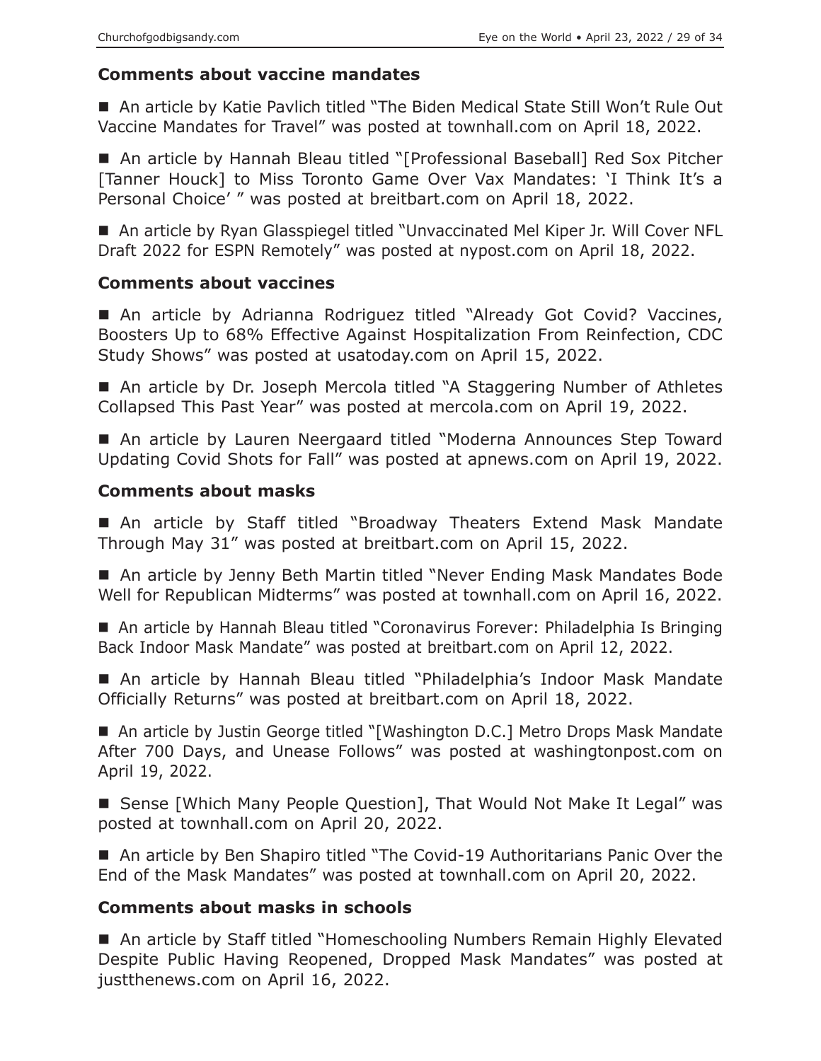### Comments about vaccine mandates

■ An article by Katie Pavlich titled "The Biden Medical State Still Won't Rule Out Vaccine Mandates for Travel" was posted at townhall.com on April 18, 2022.

■ An article by Hannah Bleau titled "[Professional Baseball] Red Sox Pitcher [Tanner Houck] to Miss Toronto Game Over Vax Mandates: 'I Think It's a Personal Choice' " was posted at breitbart.com on April 18, 2022.

■ An article by Ryan Glasspiegel titled "Unvaccinated Mel Kiper Jr. Will Cover NFL Draft 2022 for ESPN Remotely" was posted at nypost.com on April 18, 2022.

### Comments about vaccines

■ An article by Adrianna Rodriguez titled "Already Got Covid? Vaccines, Boosters Up to 68% Effective Against Hospitalization From Reinfection, CDC Study Shows" was posted at usatoday.com on April 15, 2022.

■ An article by Dr. Joseph Mercola titled "A Staggering Number of Athletes Collapsed This Past Year" was posted at mercola.com on April 19, 2022.

■ An article by Lauren Neergaard titled "Moderna Announces Step Toward Updating Covid Shots for Fall" was posted at apnews.com on April 19, 2022.

### Comments about masks

■ An article by Staff titled "Broadway Theaters Extend Mask Mandate Through May 31" was posted at breitbart.com on April 15, 2022.

■ An article by Jenny Beth Martin titled "Never Ending Mask Mandates Bode Well for Republican Midterms" was posted at townhall.com on April 16, 2022.

■ An article by Hannah Bleau titled "Coronavirus Forever: Philadelphia Is Bringing Back Indoor Mask Mandate" was posted at breitbart.com on April 12, 2022.

■ An article by Hannah Bleau titled "Philadelphia's Indoor Mask Mandate Officially Returns" was posted at breitbart.com on April 18, 2022.

■ An article by Justin George titled "[Washington D.C.] Metro Drops Mask Mandate After 700 Days, and Unease Follows" was posted at washingtonpost.com on April 19, 2022.

■ Sense [Which Many People Question], That Would Not Make It Legal" was posted at townhall.com on April 20, 2022.

■ An article by Ben Shapiro titled "The Covid-19 Authoritarians Panic Over the End of the Mask Mandates" was posted at townhall.com on April 20, 2022.

### Comments about masks in schools

■ An article by Staff titled "Homeschooling Numbers Remain Highly Elevated Despite Public Having Reopened, Dropped Mask Mandates" was posted at justthenews.com on April 16, 2022.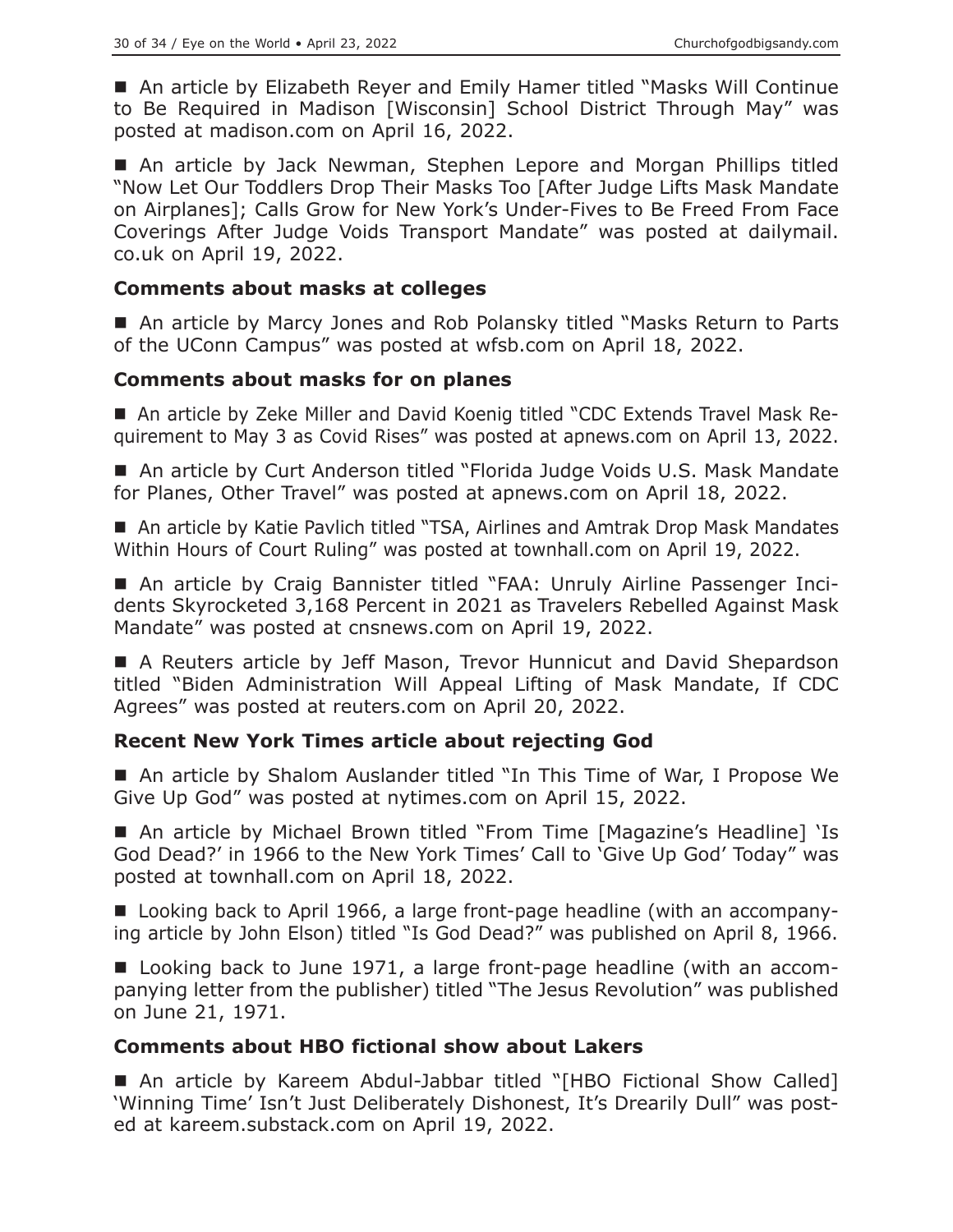■ An article by Elizabeth Reyer and Emily Hamer titled "Masks Will Continue to Be Required in Madison [Wisconsin] School District Through May" was posted at madison.com on April 16, 2022.

■ An article by Jack Newman, Stephen Lepore and Morgan Phillips titled "Now Let Our Toddlers Drop Their Masks Too [After Judge Lifts Mask Mandate on Airplanes]; Calls Grow for New York's Under-Fives to Be Freed From Face Coverings After Judge Voids Transport Mandate" was posted at dailymail.co.uk on April 19, 2022.

### Comments about masks at colleges

■ An article by Marcy Jones and Rob Polansky titled "Masks Return to Parts of the UConn Campus" was posted at wfsb.com on April 18, 2022.

### Comments about masks for on planes

■ An article by Zeke Miller and David Koenig titled "CDC Extends Travel Mask Requirement to May 3 as Covid Rises" was posted at apnews.com on April 13, 2022.

■ An article by Curt Anderson titled "Florida Judge Voids U.S. Mask Mandate for Planes, Other Travel" was posted at apnews.com on April 18, 2022.

■ An article by Katie Pavlich titled "TSA, Airlines and Amtrak Drop Mask Mandates Within Hours of Court Ruling" was posted at townhall.com on April 19, 2022.

■ An article by Craig Bannister titled "FAA: Unruly Airline Passenger Incidents Skyrocketed 3,168 Percent in 2021 as Travelers Rebelled Against Mask Mandate" was posted at cnsnews.com on April 19, 2022.

■ A Reuters article by Jeff Mason, Trevor Hunnicut and David Shepardson titled "Biden Administration Will Appeal Lifting of Mask Mandate, If CDC Agrees" was posted at reuters.com on April 20, 2022.

### Recent New York Times article about rejecting God

■ An article by Shalom Auslander titled "In This Time of War, I Propose We Give Up God" was posted at nytimes.com on April 15, 2022.

■ An article by Michael Brown titled "From Time [Magazine's Headline] 'Is God Dead?' in 1966 to the New York Times' Call to 'Give Up God' Today" was posted at townhall.com on April 18, 2022.

■ Looking back to April 1966, a large front-page headline (with an accompanying article by John Elson) titled "Is God Dead?" was published on April 8, 1966.

■ Looking back to June 1971, a large front-page headline (with an accompanying letter from the publisher) titled "The Jesus Revolution" was published on June 21, 1971.

### Comments about HBO fictional show about Lakers

■ An article by Kareem Abdul-Jabbar titled "[HBO Fictional Show Called] 'Winning Time' Isn't Just Deliberately Dishonest, It's Drearily Dull" was posted at kareem.substack.com on April 19, 2022.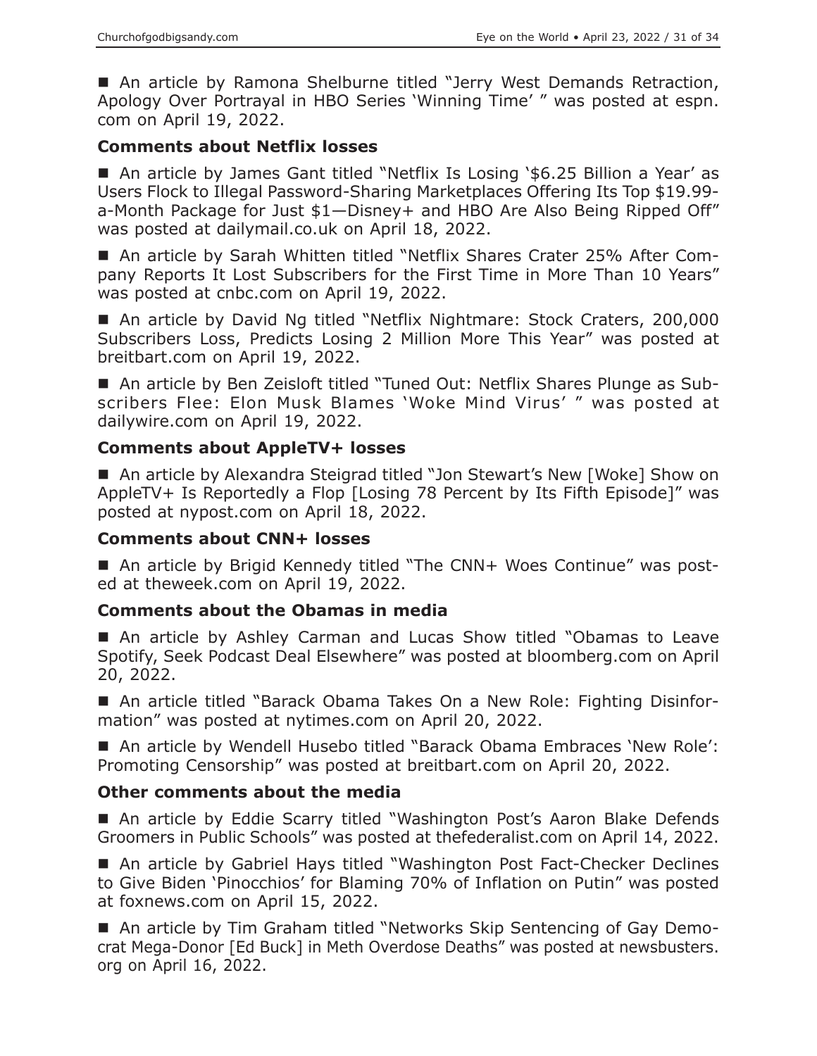■ An article by Ramona Shelburne titled "Jerry West Demands Retraction, Apology Over Portrayal in HBO Series 'Winning Time' " was posted at espn.com on April 19, 2022.

### Comments about Netflix losses

■ An article by James Gant titled "Netflix Is Losing '$6.25 Billion a Year' as Users Flock to Illegal Password-Sharing Marketplaces Offering Its Top $19.99-a-Month Package for Just $1—Disney+ and HBO Are Also Being Ripped Off" was posted at dailymail.co.uk on April 18, 2022.

■ An article by Sarah Whitten titled "Netflix Shares Crater 25% After Company Reports It Lost Subscribers for the First Time in More Than 10 Years" was posted at cnbc.com on April 19, 2022.

■ An article by David Ng titled "Netflix Nightmare: Stock Craters, 200,000 Subscribers Loss, Predicts Losing 2 Million More This Year" was posted at breitbart.com on April 19, 2022.

■ An article by Ben Zeisloft titled "Tuned Out: Netflix Shares Plunge as Subscribers Flee: Elon Musk Blames 'Woke Mind Virus' " was posted at dailywire.com on April 19, 2022.

### Comments about AppleTV+ losses

■ An article by Alexandra Steigrad titled "Jon Stewart's New [Woke] Show on AppleTV+ Is Reportedly a Flop [Losing 78 Percent by Its Fifth Episode]" was posted at nypost.com on April 18, 2022.

### Comments about CNN+ losses

■ An article by Brigid Kennedy titled "The CNN+ Woes Continue" was posted at theweek.com on April 19, 2022.

### Comments about the Obamas in media

■ An article by Ashley Carman and Lucas Show titled "Obamas to Leave Spotify, Seek Podcast Deal Elsewhere" was posted at bloomberg.com on April 20, 2022.

■ An article titled "Barack Obama Takes On a New Role: Fighting Disinformation" was posted at nytimes.com on April 20, 2022.

■ An article by Wendell Husebo titled "Barack Obama Embraces 'New Role': Promoting Censorship" was posted at breitbart.com on April 20, 2022.

### Other comments about the media

■ An article by Eddie Scarry titled "Washington Post's Aaron Blake Defends Groomers in Public Schools" was posted at thefederalist.com on April 14, 2022.

■ An article by Gabriel Hays titled "Washington Post Fact-Checker Declines to Give Biden 'Pinocchios' for Blaming 70% of Inflation on Putin" was posted at foxnews.com on April 15, 2022.

■ An article by Tim Graham titled "Networks Skip Sentencing of Gay Democrat Mega-Donor [Ed Buck] in Meth Overdose Deaths" was posted at newsbusters.org on April 16, 2022.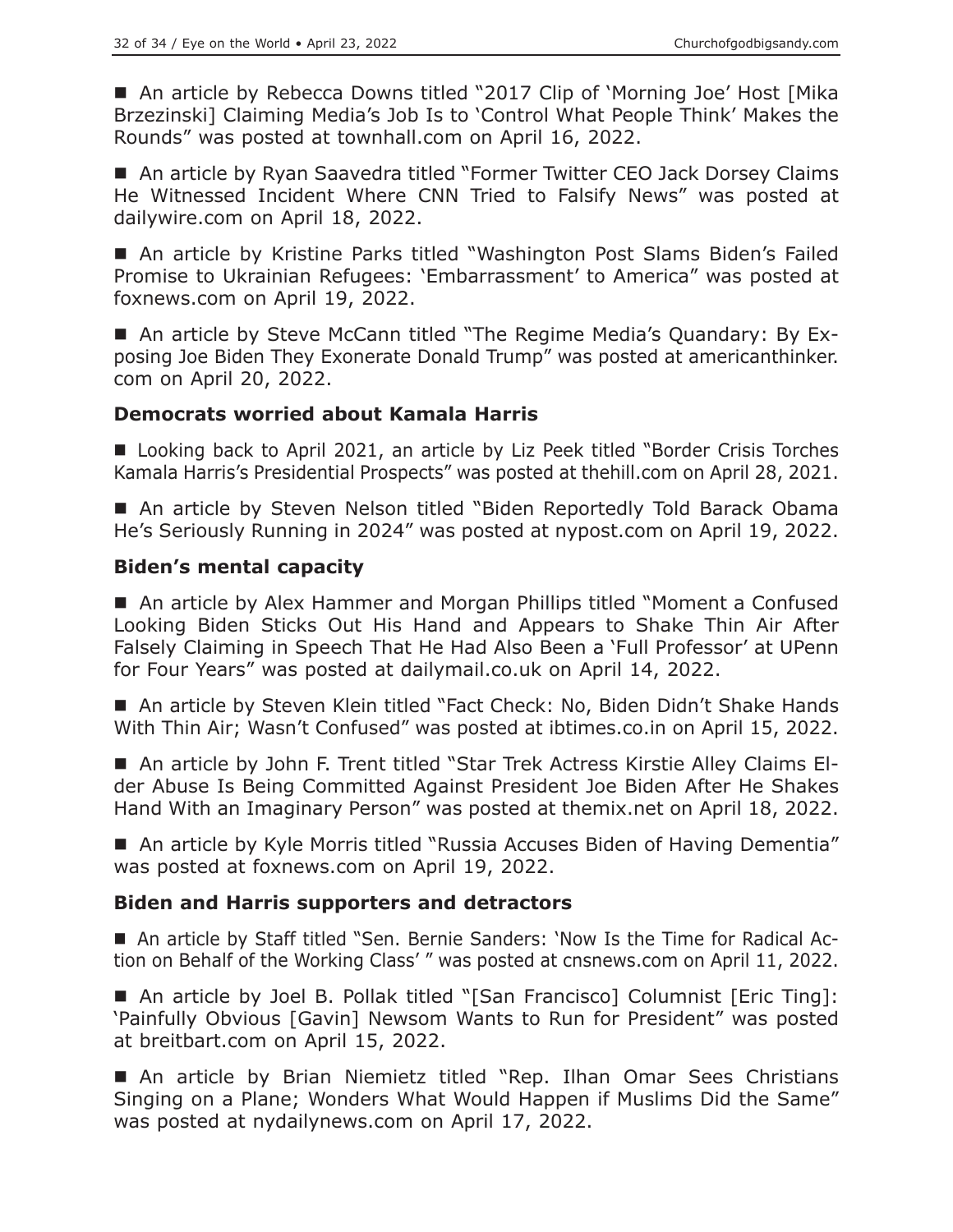■ An article by Rebecca Downs titled "2017 Clip of 'Morning Joe' Host [Mika Brzezinski] Claiming Media's Job Is to 'Control What People Think' Makes the Rounds" was posted at townhall.com on April 16, 2022.

■ An article by Ryan Saavedra titled "Former Twitter CEO Jack Dorsey Claims He Witnessed Incident Where CNN Tried to Falsify News" was posted at dailywire.com on April 18, 2022.

■ An article by Kristine Parks titled "Washington Post Slams Biden's Failed Promise to Ukrainian Refugees: 'Embarrassment' to America" was posted at foxnews.com on April 19, 2022.

■ An article by Steve McCann titled "The Regime Media's Quandary: By Exposing Joe Biden They Exonerate Donald Trump" was posted at americanthinker.com on April 20, 2022.

### Democrats worried about Kamala Harris

■ Looking back to April 2021, an article by Liz Peek titled "Border Crisis Torches Kamala Harris's Presidential Prospects" was posted at thehill.com on April 28, 2021.

■ An article by Steven Nelson titled "Biden Reportedly Told Barack Obama He's Seriously Running in 2024" was posted at nypost.com on April 19, 2022.

### Biden's mental capacity

■ An article by Alex Hammer and Morgan Phillips titled "Moment a Confused Looking Biden Sticks Out His Hand and Appears to Shake Thin Air After Falsely Claiming in Speech That He Had Also Been a 'Full Professor' at UPenn for Four Years" was posted at dailymail.co.uk on April 14, 2022.

■ An article by Steven Klein titled "Fact Check: No, Biden Didn't Shake Hands With Thin Air; Wasn't Confused" was posted at ibtimes.co.in on April 15, 2022.

■ An article by John F. Trent titled "Star Trek Actress Kirstie Alley Claims Elder Abuse Is Being Committed Against President Joe Biden After He Shakes Hand With an Imaginary Person" was posted at themix.net on April 18, 2022.

■ An article by Kyle Morris titled "Russia Accuses Biden of Having Dementia" was posted at foxnews.com on April 19, 2022.

### Biden and Harris supporters and detractors

■ An article by Staff titled "Sen. Bernie Sanders: 'Now Is the Time for Radical Action on Behalf of the Working Class' " was posted at cnsnews.com on April 11, 2022.

■ An article by Joel B. Pollak titled "[San Francisco] Columnist [Eric Ting]: 'Painfully Obvious [Gavin] Newsom Wants to Run for President" was posted at breitbart.com on April 15, 2022.

■ An article by Brian Niemietz titled "Rep. Ilhan Omar Sees Christians Singing on a Plane; Wonders What Would Happen if Muslims Did the Same" was posted at nydailynews.com on April 17, 2022.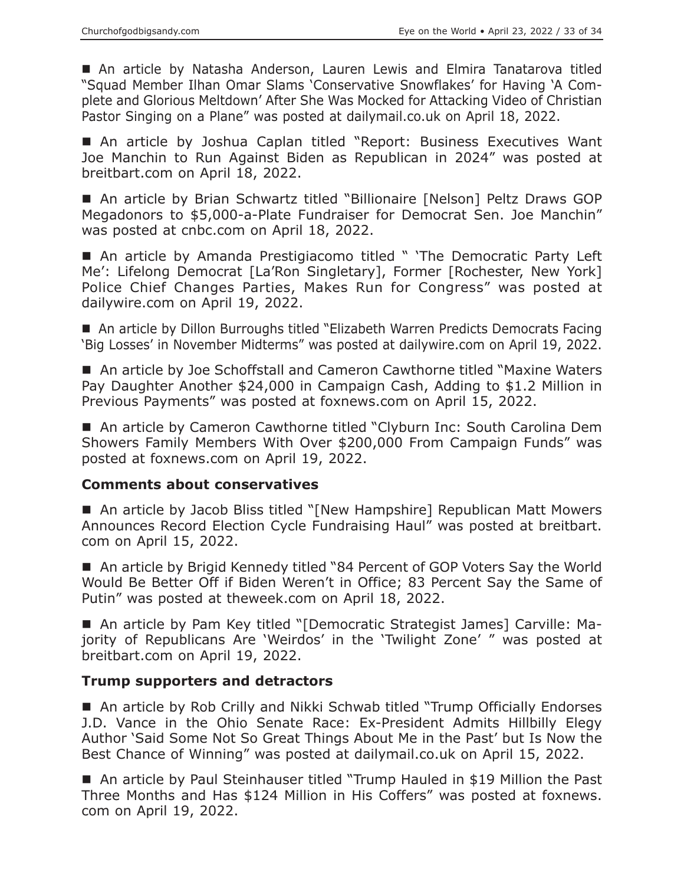■ An article by Natasha Anderson, Lauren Lewis and Elmira Tanatarova titled "Squad Member Ilhan Omar Slams 'Conservative Snowflakes' for Having 'A Complete and Glorious Meltdown' After She Was Mocked for Attacking Video of Christian Pastor Singing on a Plane" was posted at dailymail.co.uk on April 18, 2022.

■ An article by Joshua Caplan titled "Report: Business Executives Want Joe Manchin to Run Against Biden as Republican in 2024" was posted at breitbart.com on April 18, 2022.

■ An article by Brian Schwartz titled "Billionaire [Nelson] Peltz Draws GOP Megadonors to $5,000-a-Plate Fundraiser for Democrat Sen. Joe Manchin" was posted at cnbc.com on April 18, 2022.

■ An article by Amanda Prestigiacomo titled " 'The Democratic Party Left Me': Lifelong Democrat [La'Ron Singletary], Former [Rochester, New York] Police Chief Changes Parties, Makes Run for Congress" was posted at dailywire.com on April 19, 2022.

■ An article by Dillon Burroughs titled "Elizabeth Warren Predicts Democrats Facing 'Big Losses' in November Midterms" was posted at dailywire.com on April 19, 2022.

■ An article by Joe Schoffstall and Cameron Cawthorne titled "Maxine Waters Pay Daughter Another $24,000 in Campaign Cash, Adding to $1.2 Million in Previous Payments" was posted at foxnews.com on April 15, 2022.

■ An article by Cameron Cawthorne titled "Clyburn Inc: South Carolina Dem Showers Family Members With Over $200,000 From Campaign Funds" was posted at foxnews.com on April 19, 2022.

### Comments about conservatives

■ An article by Jacob Bliss titled "[New Hampshire] Republican Matt Mowers Announces Record Election Cycle Fundraising Haul" was posted at breitbart.com on April 15, 2022.

■ An article by Brigid Kennedy titled "84 Percent of GOP Voters Say the World Would Be Better Off if Biden Weren't in Office; 83 Percent Say the Same of Putin" was posted at theweek.com on April 18, 2022.

■ An article by Pam Key titled "[Democratic Strategist James] Carville: Majority of Republicans Are 'Weirdos' in the 'Twilight Zone' " was posted at breitbart.com on April 19, 2022.

### Trump supporters and detractors

■ An article by Rob Crilly and Nikki Schwab titled "Trump Officially Endorses J.D. Vance in the Ohio Senate Race: Ex-President Admits Hillbilly Elegy Author 'Said Some Not So Great Things About Me in the Past' but Is Now the Best Chance of Winning" was posted at dailymail.co.uk on April 15, 2022.

■ An article by Paul Steinhauser titled "Trump Hauled in $19 Million the Past Three Months and Has $124 Million in His Coffers" was posted at foxnews.com on April 19, 2022.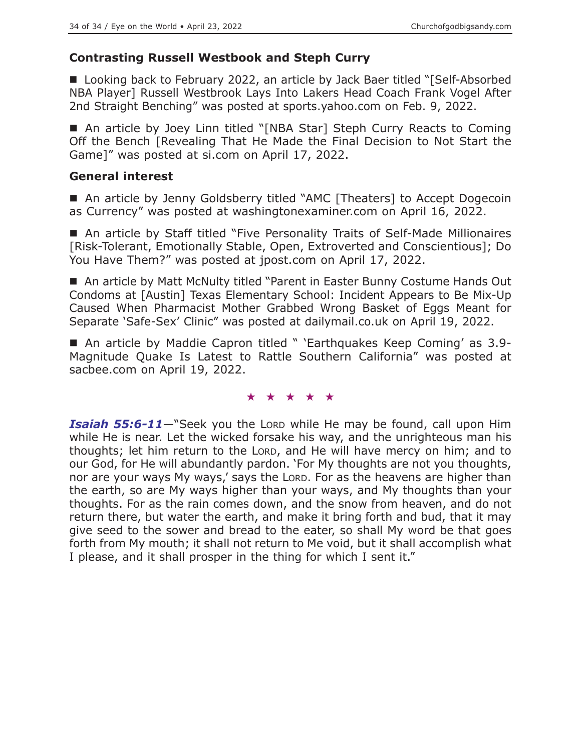### Contrasting Russell Westbook and Steph Curry

■ Looking back to February 2022, an article by Jack Baer titled "[Self-Absorbed NBA Player] Russell Westbrook Lays Into Lakers Head Coach Frank Vogel After 2nd Straight Benching" was posted at sports.yahoo.com on Feb. 9, 2022.

■ An article by Joey Linn titled "[NBA Star] Steph Curry Reacts to Coming Off the Bench [Revealing That He Made the Final Decision to Not Start the Game]" was posted at si.com on April 17, 2022.

### General interest

■ An article by Jenny Goldsberry titled "AMC [Theaters] to Accept Dogecoin as Currency" was posted at washingtonexaminer.com on April 16, 2022.

■ An article by Staff titled "Five Personality Traits of Self-Made Millionaires [Risk-Tolerant, Emotionally Stable, Open, Extroverted and Conscientious]; Do You Have Them?" was posted at jpost.com on April 17, 2022.

■ An article by Matt McNulty titled "Parent in Easter Bunny Costume Hands Out Condoms at [Austin] Texas Elementary School: Incident Appears to Be Mix-Up Caused When Pharmacist Mother Grabbed Wrong Basket of Eggs Meant for Separate 'Safe-Sex' Clinic" was posted at dailymail.co.uk on April 19, 2022.

■ An article by Maddie Capron titled " 'Earthquakes Keep Coming' as 3.9-Magnitude Quake Is Latest to Rattle Southern California" was posted at sacbee.com on April 19, 2022.

★ ★ ★ ★ ★

***Isaiah 55:6-11***—"Seek you the LORD while He may be found, call upon Him while He is near. Let the wicked forsake his way, and the unrighteous man his thoughts; let him return to the LORD, and He will have mercy on him; and to our God, for He will abundantly pardon. 'For My thoughts are not you thoughts, nor are your ways My ways,' says the LORD. For as the heavens are higher than the earth, so are My ways higher than your ways, and My thoughts than your thoughts. For as the rain comes down, and the snow from heaven, and do not return there, but water the earth, and make it bring forth and bud, that it may give seed to the sower and bread to the eater, so shall My word be that goes forth from My mouth; it shall not return to Me void, but it shall accomplish what I please, and it shall prosper in the thing for which I sent it."